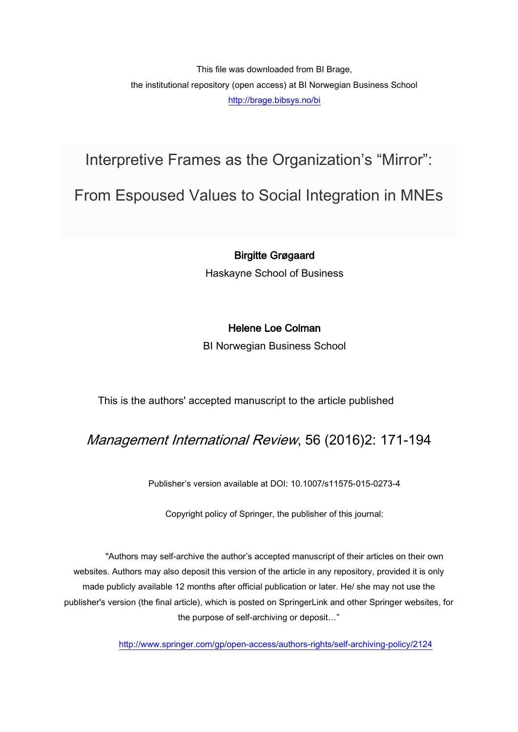This file was downloaded from BI Brage,
the institutional repository (open access) at BI Norwegian Business School
http://brage.bibsys.no/bi

# Interpretive Frames as the Organization's "Mirror": From Espoused Values to Social Integration in MNEs

**Birgitte Grøgaard**
Haskayne School of Business

**Helene Loe Colman**
BI Norwegian Business School

This is the authors' accepted manuscript to the article published

*Management International Review*, 56 (2016)2: 171-194

Publisher's version available at DOI: 10.1007/s11575-015-0273-4

Copyright policy of Springer, the publisher of this journal:

"Authors may self-archive the author's accepted manuscript of their articles on their own websites. Authors may also deposit this version of the article in any repository, provided it is only made publicly available 12 months after official publication or later. He/ she may not use the publisher's version (the final article), which is posted on SpringerLink and other Springer websites, for the purpose of self-archiving or deposit…"

http://www.springer.com/gp/open-access/authors-rights/self-archiving-policy/2124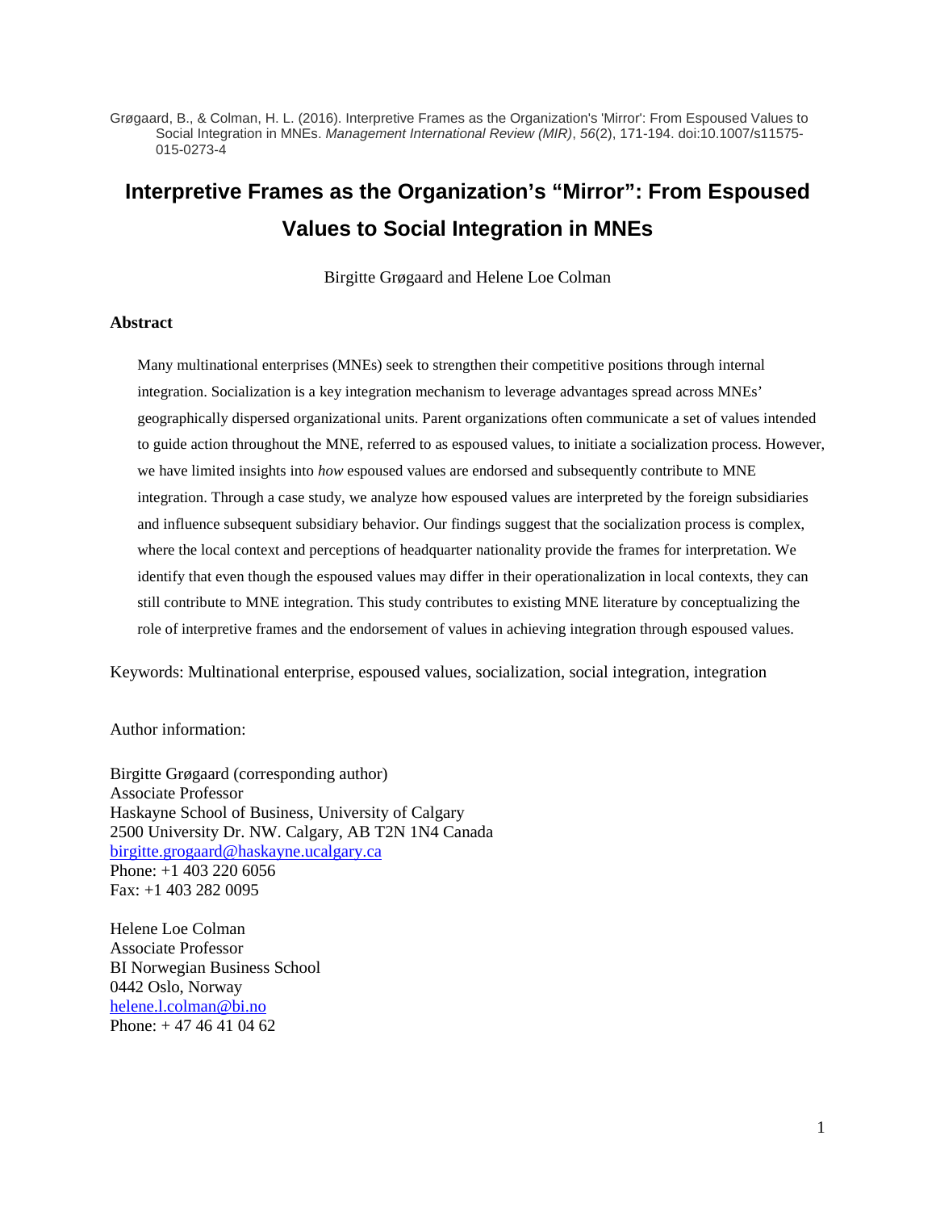Grøgaard, B., & Colman, H. L. (2016). Interpretive Frames as the Organization's 'Mirror': From Espoused Values to Social Integration in MNEs. *Management International Review (MIR)*, *56*(2), 171-194. doi:10.1007/s11575-015-0273-4

# Interpretive Frames as the Organization's "Mirror": From Espoused Values to Social Integration in MNEs

Birgitte Grøgaard and Helene Loe Colman

## Abstract

Many multinational enterprises (MNEs) seek to strengthen their competitive positions through internal integration. Socialization is a key integration mechanism to leverage advantages spread across MNEs' geographically dispersed organizational units. Parent organizations often communicate a set of values intended to guide action throughout the MNE, referred to as espoused values, to initiate a socialization process. However, we have limited insights into *how* espoused values are endorsed and subsequently contribute to MNE integration. Through a case study, we analyze how espoused values are interpreted by the foreign subsidiaries and influence subsequent subsidiary behavior. Our findings suggest that the socialization process is complex, where the local context and perceptions of headquarter nationality provide the frames for interpretation. We identify that even though the espoused values may differ in their operationalization in local contexts, they can still contribute to MNE integration. This study contributes to existing MNE literature by conceptualizing the role of interpretive frames and the endorsement of values in achieving integration through espoused values.

Keywords: Multinational enterprise, espoused values, socialization, social integration, integration

Author information:

Birgitte Grøgaard (corresponding author)
Associate Professor
Haskayne School of Business, University of Calgary
2500 University Dr. NW. Calgary, AB T2N 1N4 Canada
birgitte.grogaard@haskayne.ucalgary.ca
Phone: +1 403 220 6056
Fax: +1 403 282 0095

Helene Loe Colman
Associate Professor
BI Norwegian Business School
0442 Oslo, Norway
helene.l.colman@bi.no
Phone: + 47 46 41 04 62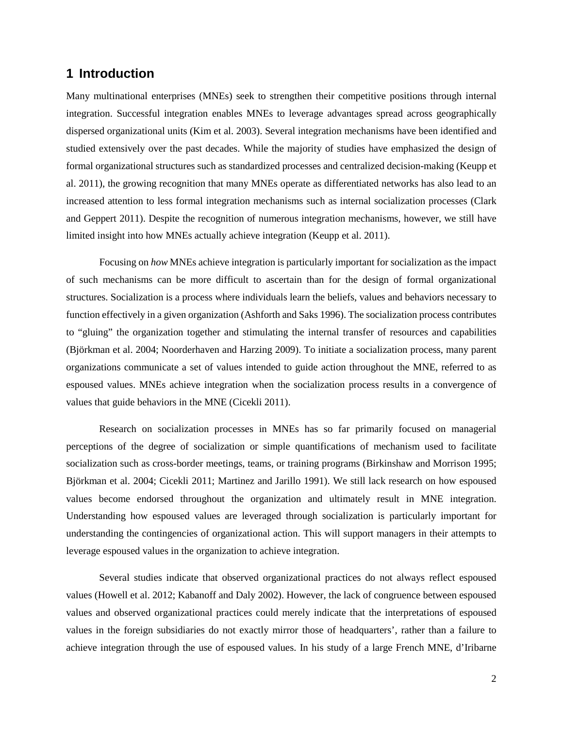## 1 Introduction

Many multinational enterprises (MNEs) seek to strengthen their competitive positions through internal integration. Successful integration enables MNEs to leverage advantages spread across geographically dispersed organizational units (Kim et al. 2003). Several integration mechanisms have been identified and studied extensively over the past decades. While the majority of studies have emphasized the design of formal organizational structures such as standardized processes and centralized decision-making (Keupp et al. 2011), the growing recognition that many MNEs operate as differentiated networks has also lead to an increased attention to less formal integration mechanisms such as internal socialization processes (Clark and Geppert 2011). Despite the recognition of numerous integration mechanisms, however, we still have limited insight into how MNEs actually achieve integration (Keupp et al. 2011).

Focusing on *how* MNEs achieve integration is particularly important for socialization as the impact of such mechanisms can be more difficult to ascertain than for the design of formal organizational structures. Socialization is a process where individuals learn the beliefs, values and behaviors necessary to function effectively in a given organization (Ashforth and Saks 1996). The socialization process contributes to "gluing" the organization together and stimulating the internal transfer of resources and capabilities (Björkman et al. 2004; Noorderhaven and Harzing 2009). To initiate a socialization process, many parent organizations communicate a set of values intended to guide action throughout the MNE, referred to as espoused values. MNEs achieve integration when the socialization process results in a convergence of values that guide behaviors in the MNE (Cicekli 2011).

Research on socialization processes in MNEs has so far primarily focused on managerial perceptions of the degree of socialization or simple quantifications of mechanism used to facilitate socialization such as cross-border meetings, teams, or training programs (Birkinshaw and Morrison 1995; Björkman et al. 2004; Cicekli 2011; Martinez and Jarillo 1991). We still lack research on how espoused values become endorsed throughout the organization and ultimately result in MNE integration. Understanding how espoused values are leveraged through socialization is particularly important for understanding the contingencies of organizational action. This will support managers in their attempts to leverage espoused values in the organization to achieve integration.

Several studies indicate that observed organizational practices do not always reflect espoused values (Howell et al. 2012; Kabanoff and Daly 2002). However, the lack of congruence between espoused values and observed organizational practices could merely indicate that the interpretations of espoused values in the foreign subsidiaries do not exactly mirror those of headquarters', rather than a failure to achieve integration through the use of espoused values. In his study of a large French MNE, d'Iribarne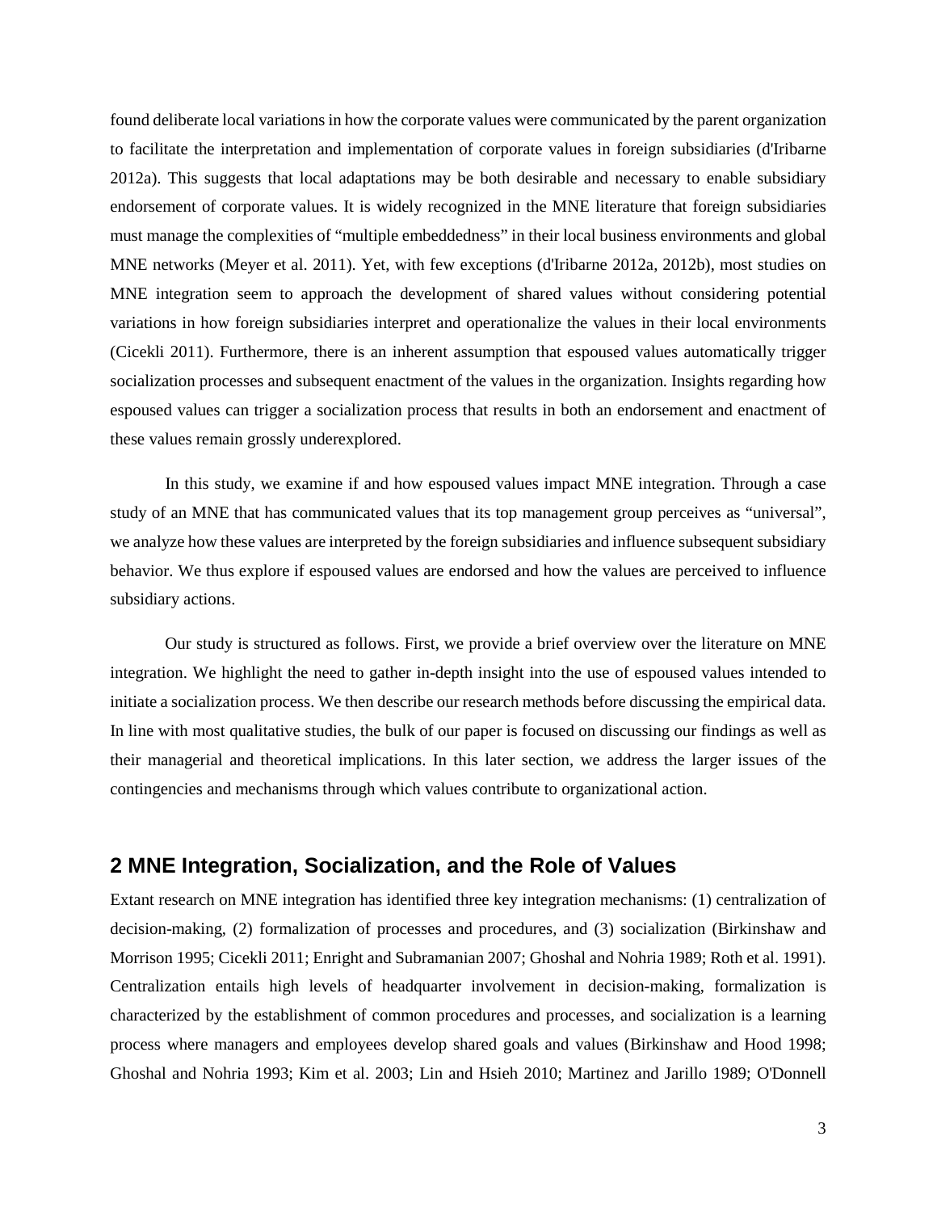found deliberate local variations in how the corporate values were communicated by the parent organization to facilitate the interpretation and implementation of corporate values in foreign subsidiaries (d'Iribarne 2012a). This suggests that local adaptations may be both desirable and necessary to enable subsidiary endorsement of corporate values. It is widely recognized in the MNE literature that foreign subsidiaries must manage the complexities of "multiple embeddedness" in their local business environments and global MNE networks (Meyer et al. 2011). Yet, with few exceptions (d'Iribarne 2012a, 2012b), most studies on MNE integration seem to approach the development of shared values without considering potential variations in how foreign subsidiaries interpret and operationalize the values in their local environments (Cicekli 2011). Furthermore, there is an inherent assumption that espoused values automatically trigger socialization processes and subsequent enactment of the values in the organization. Insights regarding how espoused values can trigger a socialization process that results in both an endorsement and enactment of these values remain grossly underexplored.

In this study, we examine if and how espoused values impact MNE integration. Through a case study of an MNE that has communicated values that its top management group perceives as "universal", we analyze how these values are interpreted by the foreign subsidiaries and influence subsequent subsidiary behavior. We thus explore if espoused values are endorsed and how the values are perceived to influence subsidiary actions.

Our study is structured as follows. First, we provide a brief overview over the literature on MNE integration. We highlight the need to gather in-depth insight into the use of espoused values intended to initiate a socialization process. We then describe our research methods before discussing the empirical data. In line with most qualitative studies, the bulk of our paper is focused on discussing our findings as well as their managerial and theoretical implications. In this later section, we address the larger issues of the contingencies and mechanisms through which values contribute to organizational action.

## 2 MNE Integration, Socialization, and the Role of Values

Extant research on MNE integration has identified three key integration mechanisms: (1) centralization of decision-making, (2) formalization of processes and procedures, and (3) socialization (Birkinshaw and Morrison 1995; Cicekli 2011; Enright and Subramanian 2007; Ghoshal and Nohria 1989; Roth et al. 1991). Centralization entails high levels of headquarter involvement in decision-making, formalization is characterized by the establishment of common procedures and processes, and socialization is a learning process where managers and employees develop shared goals and values (Birkinshaw and Hood 1998; Ghoshal and Nohria 1993; Kim et al. 2003; Lin and Hsieh 2010; Martinez and Jarillo 1989; O'Donnell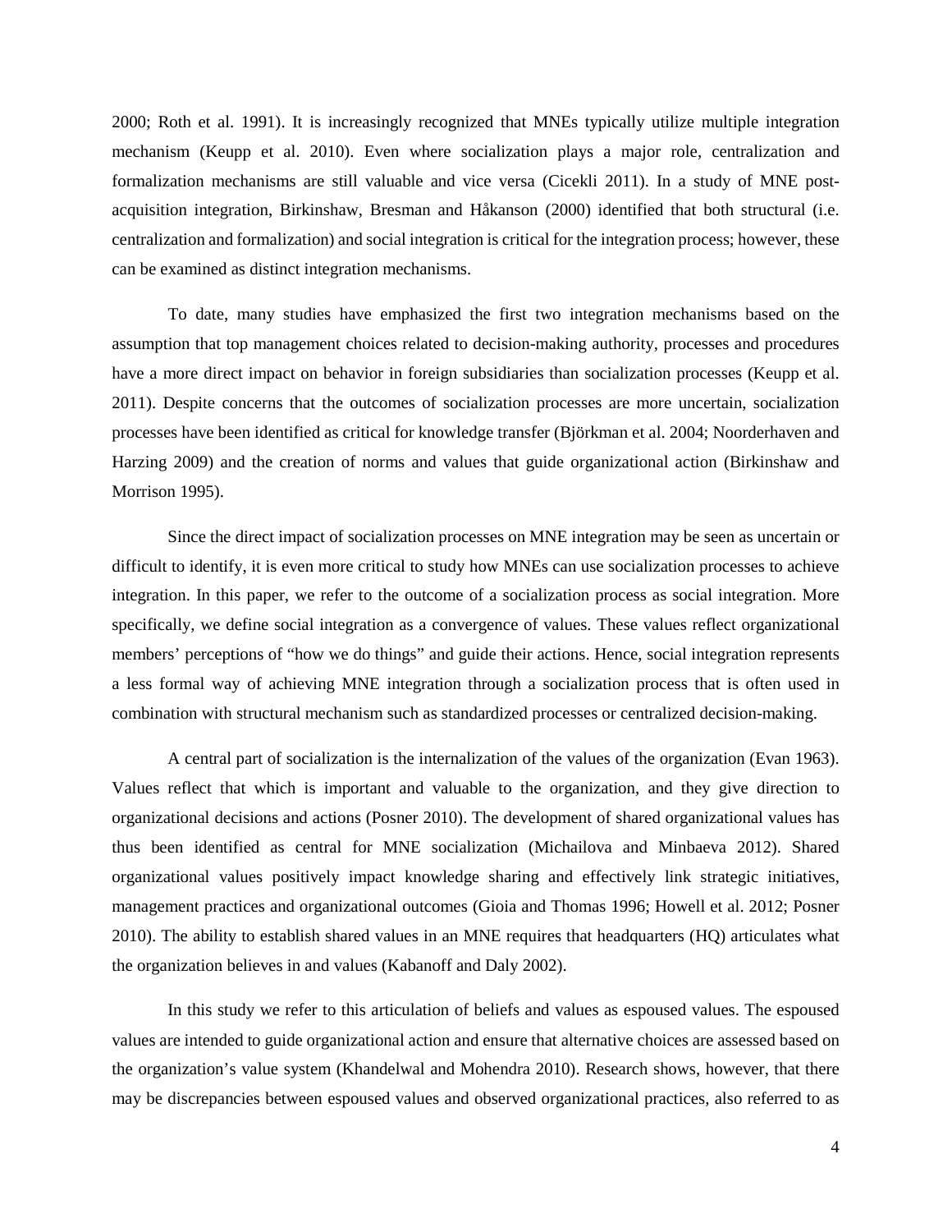2000; Roth et al. 1991). It is increasingly recognized that MNEs typically utilize multiple integration mechanism (Keupp et al. 2010). Even where socialization plays a major role, centralization and formalization mechanisms are still valuable and vice versa (Cicekli 2011). In a study of MNE post-acquisition integration, Birkinshaw, Bresman and Håkanson (2000) identified that both structural (i.e. centralization and formalization) and social integration is critical for the integration process; however, these can be examined as distinct integration mechanisms.

To date, many studies have emphasized the first two integration mechanisms based on the assumption that top management choices related to decision-making authority, processes and procedures have a more direct impact on behavior in foreign subsidiaries than socialization processes (Keupp et al. 2011). Despite concerns that the outcomes of socialization processes are more uncertain, socialization processes have been identified as critical for knowledge transfer (Björkman et al. 2004; Noorderhaven and Harzing 2009) and the creation of norms and values that guide organizational action (Birkinshaw and Morrison 1995).

Since the direct impact of socialization processes on MNE integration may be seen as uncertain or difficult to identify, it is even more critical to study how MNEs can use socialization processes to achieve integration. In this paper, we refer to the outcome of a socialization process as social integration. More specifically, we define social integration as a convergence of values. These values reflect organizational members' perceptions of "how we do things" and guide their actions. Hence, social integration represents a less formal way of achieving MNE integration through a socialization process that is often used in combination with structural mechanism such as standardized processes or centralized decision-making.

A central part of socialization is the internalization of the values of the organization (Evan 1963). Values reflect that which is important and valuable to the organization, and they give direction to organizational decisions and actions (Posner 2010). The development of shared organizational values has thus been identified as central for MNE socialization (Michailova and Minbaeva 2012). Shared organizational values positively impact knowledge sharing and effectively link strategic initiatives, management practices and organizational outcomes (Gioia and Thomas 1996; Howell et al. 2012; Posner 2010). The ability to establish shared values in an MNE requires that headquarters (HQ) articulates what the organization believes in and values (Kabanoff and Daly 2002).

In this study we refer to this articulation of beliefs and values as espoused values. The espoused values are intended to guide organizational action and ensure that alternative choices are assessed based on the organization's value system (Khandelwal and Mohendra 2010). Research shows, however, that there may be discrepancies between espoused values and observed organizational practices, also referred to as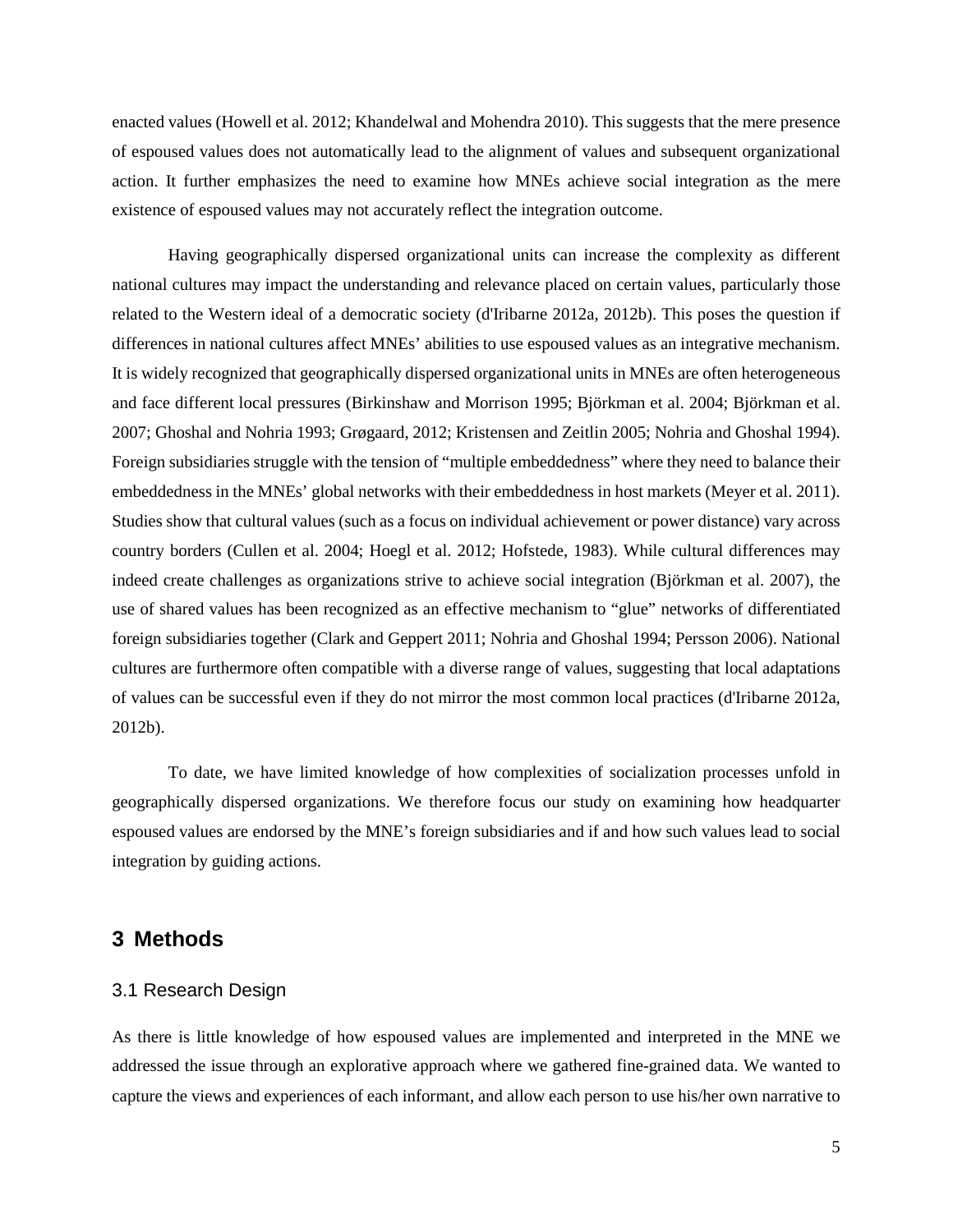enacted values (Howell et al. 2012; Khandelwal and Mohendra 2010). This suggests that the mere presence of espoused values does not automatically lead to the alignment of values and subsequent organizational action. It further emphasizes the need to examine how MNEs achieve social integration as the mere existence of espoused values may not accurately reflect the integration outcome.

Having geographically dispersed organizational units can increase the complexity as different national cultures may impact the understanding and relevance placed on certain values, particularly those related to the Western ideal of a democratic society (d'Iribarne 2012a, 2012b). This poses the question if differences in national cultures affect MNEs' abilities to use espoused values as an integrative mechanism. It is widely recognized that geographically dispersed organizational units in MNEs are often heterogeneous and face different local pressures (Birkinshaw and Morrison 1995; Björkman et al. 2004; Björkman et al. 2007; Ghoshal and Nohria 1993; Grøgaard, 2012; Kristensen and Zeitlin 2005; Nohria and Ghoshal 1994). Foreign subsidiaries struggle with the tension of "multiple embeddedness" where they need to balance their embeddedness in the MNEs' global networks with their embeddedness in host markets (Meyer et al. 2011). Studies show that cultural values (such as a focus on individual achievement or power distance) vary across country borders (Cullen et al. 2004; Hoegl et al. 2012; Hofstede, 1983). While cultural differences may indeed create challenges as organizations strive to achieve social integration (Björkman et al. 2007), the use of shared values has been recognized as an effective mechanism to "glue" networks of differentiated foreign subsidiaries together (Clark and Geppert 2011; Nohria and Ghoshal 1994; Persson 2006). National cultures are furthermore often compatible with a diverse range of values, suggesting that local adaptations of values can be successful even if they do not mirror the most common local practices (d'Iribarne 2012a, 2012b).

To date, we have limited knowledge of how complexities of socialization processes unfold in geographically dispersed organizations. We therefore focus our study on examining how headquarter espoused values are endorsed by the MNE's foreign subsidiaries and if and how such values lead to social integration by guiding actions.

# 3 Methods

## 3.1 Research Design

As there is little knowledge of how espoused values are implemented and interpreted in the MNE we addressed the issue through an explorative approach where we gathered fine-grained data. We wanted to capture the views and experiences of each informant, and allow each person to use his/her own narrative to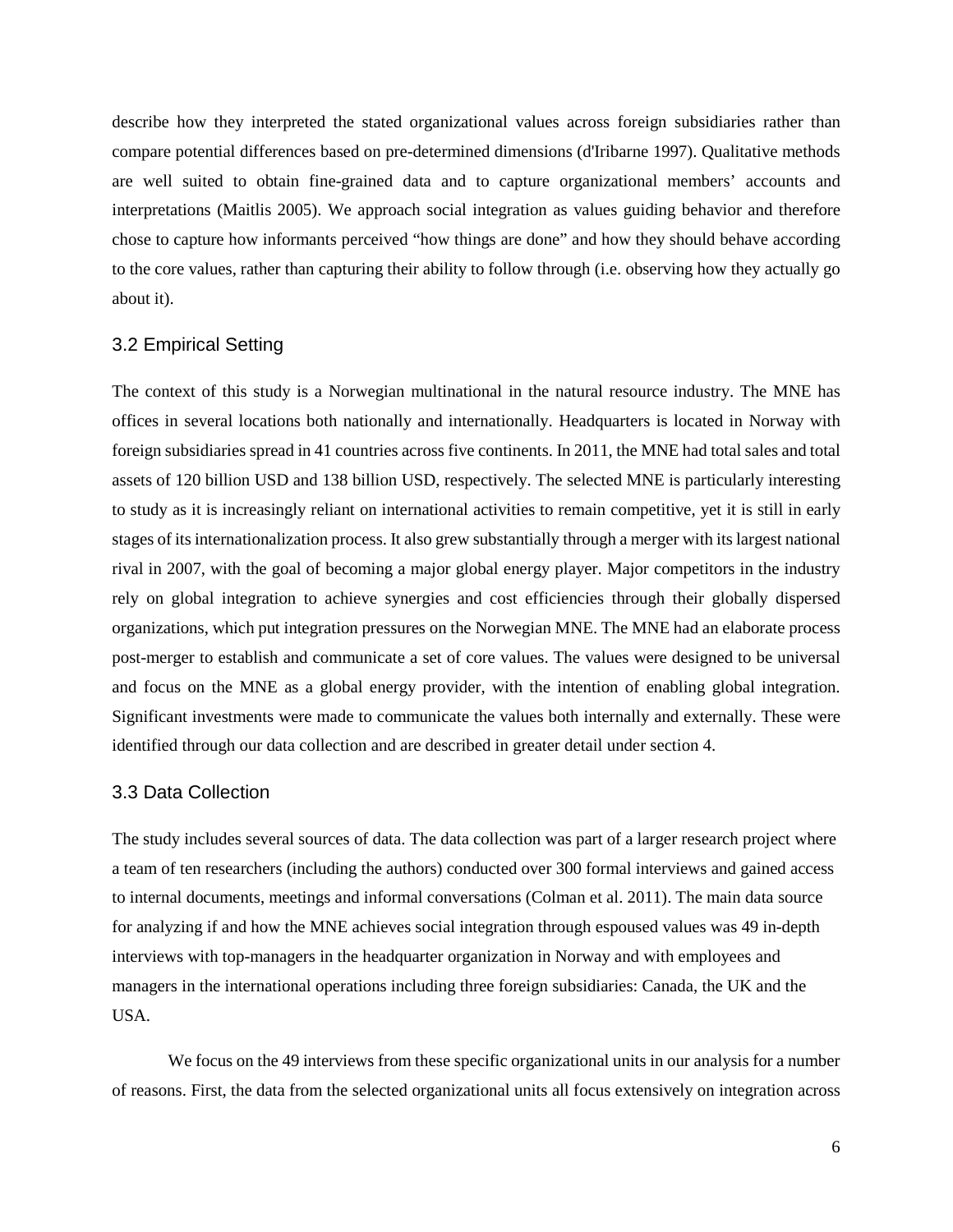describe how they interpreted the stated organizational values across foreign subsidiaries rather than compare potential differences based on pre-determined dimensions (d'Iribarne 1997). Qualitative methods are well suited to obtain fine-grained data and to capture organizational members' accounts and interpretations (Maitlis 2005). We approach social integration as values guiding behavior and therefore chose to capture how informants perceived "how things are done" and how they should behave according to the core values, rather than capturing their ability to follow through (i.e. observing how they actually go about it).

## 3.2 Empirical Setting

The context of this study is a Norwegian multinational in the natural resource industry. The MNE has offices in several locations both nationally and internationally. Headquarters is located in Norway with foreign subsidiaries spread in 41 countries across five continents. In 2011, the MNE had total sales and total assets of 120 billion USD and 138 billion USD, respectively. The selected MNE is particularly interesting to study as it is increasingly reliant on international activities to remain competitive, yet it is still in early stages of its internationalization process. It also grew substantially through a merger with its largest national rival in 2007, with the goal of becoming a major global energy player. Major competitors in the industry rely on global integration to achieve synergies and cost efficiencies through their globally dispersed organizations, which put integration pressures on the Norwegian MNE. The MNE had an elaborate process post-merger to establish and communicate a set of core values. The values were designed to be universal and focus on the MNE as a global energy provider, with the intention of enabling global integration. Significant investments were made to communicate the values both internally and externally. These were identified through our data collection and are described in greater detail under section 4.

## 3.3 Data Collection

The study includes several sources of data. The data collection was part of a larger research project where a team of ten researchers (including the authors) conducted over 300 formal interviews and gained access to internal documents, meetings and informal conversations (Colman et al. 2011). The main data source for analyzing if and how the MNE achieves social integration through espoused values was 49 in-depth interviews with top-managers in the headquarter organization in Norway and with employees and managers in the international operations including three foreign subsidiaries: Canada, the UK and the USA.

We focus on the 49 interviews from these specific organizational units in our analysis for a number of reasons. First, the data from the selected organizational units all focus extensively on integration across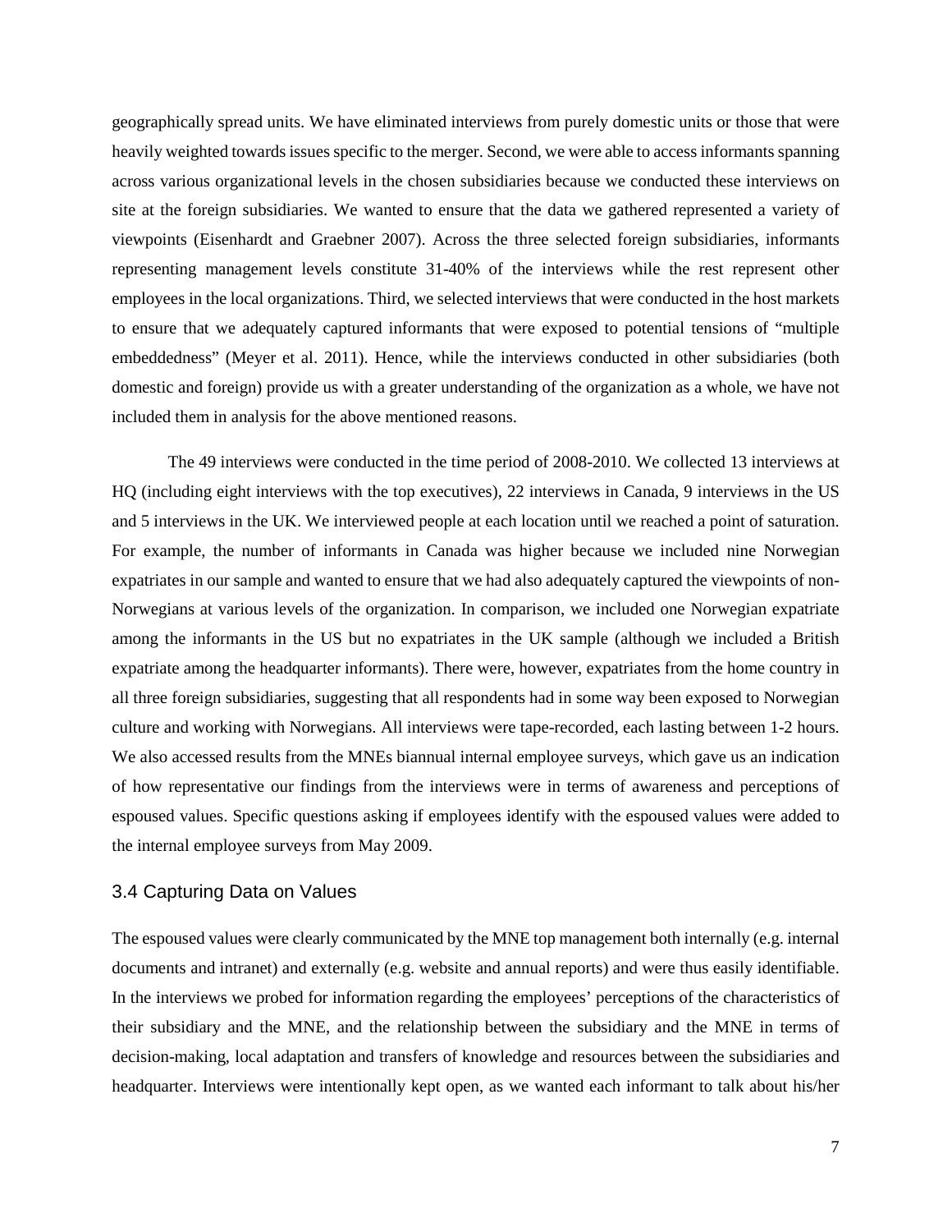geographically spread units. We have eliminated interviews from purely domestic units or those that were heavily weighted towards issues specific to the merger. Second, we were able to access informants spanning across various organizational levels in the chosen subsidiaries because we conducted these interviews on site at the foreign subsidiaries. We wanted to ensure that the data we gathered represented a variety of viewpoints (Eisenhardt and Graebner 2007). Across the three selected foreign subsidiaries, informants representing management levels constitute 31-40% of the interviews while the rest represent other employees in the local organizations. Third, we selected interviews that were conducted in the host markets to ensure that we adequately captured informants that were exposed to potential tensions of "multiple embeddedness" (Meyer et al. 2011). Hence, while the interviews conducted in other subsidiaries (both domestic and foreign) provide us with a greater understanding of the organization as a whole, we have not included them in analysis for the above mentioned reasons.

The 49 interviews were conducted in the time period of 2008-2010. We collected 13 interviews at HQ (including eight interviews with the top executives), 22 interviews in Canada, 9 interviews in the US and 5 interviews in the UK. We interviewed people at each location until we reached a point of saturation. For example, the number of informants in Canada was higher because we included nine Norwegian expatriates in our sample and wanted to ensure that we had also adequately captured the viewpoints of non-Norwegians at various levels of the organization. In comparison, we included one Norwegian expatriate among the informants in the US but no expatriates in the UK sample (although we included a British expatriate among the headquarter informants). There were, however, expatriates from the home country in all three foreign subsidiaries, suggesting that all respondents had in some way been exposed to Norwegian culture and working with Norwegians. All interviews were tape-recorded, each lasting between 1-2 hours. We also accessed results from the MNEs biannual internal employee surveys, which gave us an indication of how representative our findings from the interviews were in terms of awareness and perceptions of espoused values. Specific questions asking if employees identify with the espoused values were added to the internal employee surveys from May 2009.

### 3.4 Capturing Data on Values

The espoused values were clearly communicated by the MNE top management both internally (e.g. internal documents and intranet) and externally (e.g. website and annual reports) and were thus easily identifiable. In the interviews we probed for information regarding the employees' perceptions of the characteristics of their subsidiary and the MNE, and the relationship between the subsidiary and the MNE in terms of decision-making, local adaptation and transfers of knowledge and resources between the subsidiaries and headquarter. Interviews were intentionally kept open, as we wanted each informant to talk about his/her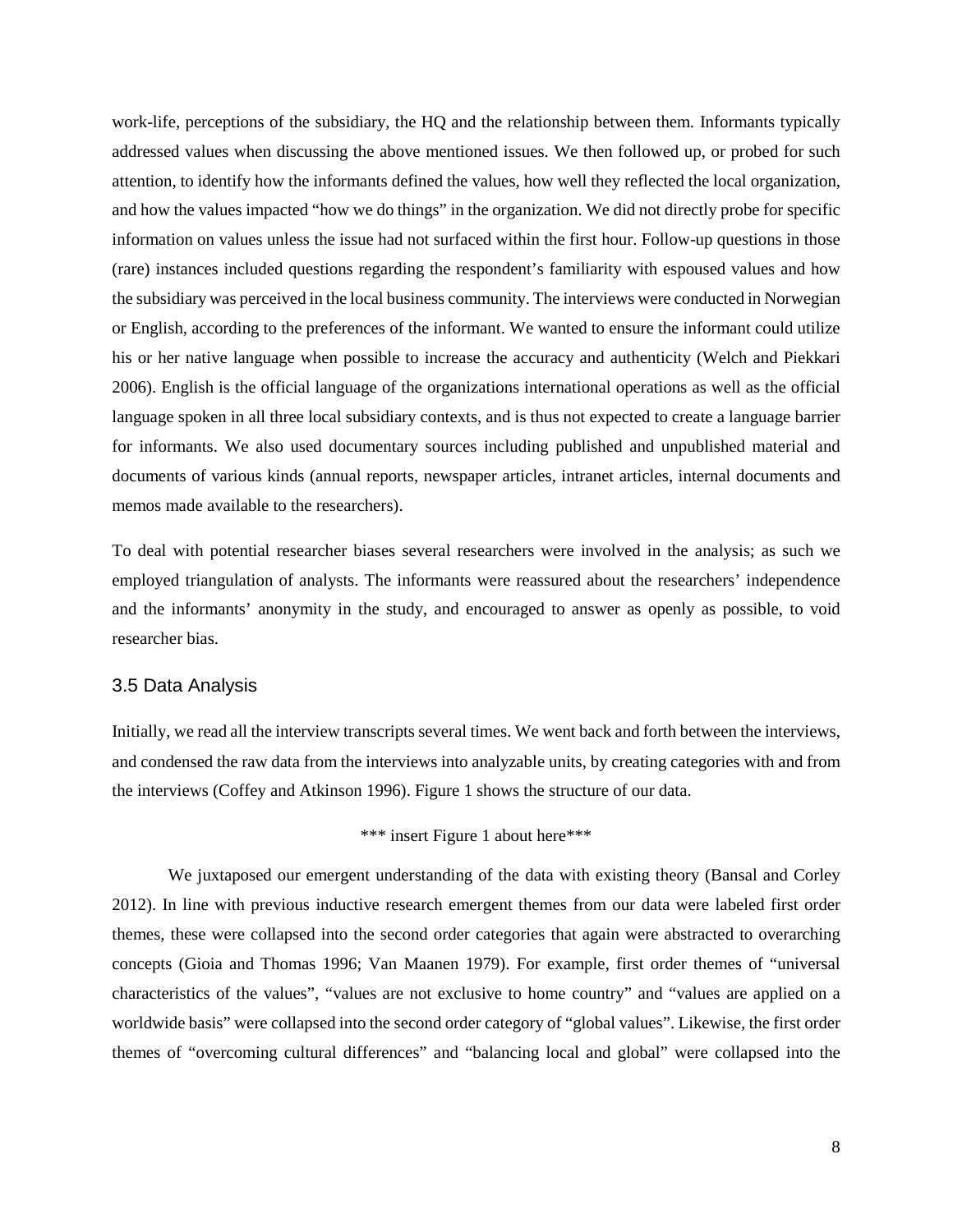work-life, perceptions of the subsidiary, the HQ and the relationship between them. Informants typically addressed values when discussing the above mentioned issues. We then followed up, or probed for such attention, to identify how the informants defined the values, how well they reflected the local organization, and how the values impacted "how we do things" in the organization. We did not directly probe for specific information on values unless the issue had not surfaced within the first hour. Follow-up questions in those (rare) instances included questions regarding the respondent's familiarity with espoused values and how the subsidiary was perceived in the local business community. The interviews were conducted in Norwegian or English, according to the preferences of the informant. We wanted to ensure the informant could utilize his or her native language when possible to increase the accuracy and authenticity (Welch and Piekkari 2006). English is the official language of the organizations international operations as well as the official language spoken in all three local subsidiary contexts, and is thus not expected to create a language barrier for informants. We also used documentary sources including published and unpublished material and documents of various kinds (annual reports, newspaper articles, intranet articles, internal documents and memos made available to the researchers).

To deal with potential researcher biases several researchers were involved in the analysis; as such we employed triangulation of analysts. The informants were reassured about the researchers' independence and the informants' anonymity in the study, and encouraged to answer as openly as possible, to void researcher bias.

### 3.5 Data Analysis

Initially, we read all the interview transcripts several times. We went back and forth between the interviews, and condensed the raw data from the interviews into analyzable units, by creating categories with and from the interviews (Coffey and Atkinson 1996). Figure 1 shows the structure of our data.

\*\*\* insert Figure 1 about here\*\*\*

We juxtaposed our emergent understanding of the data with existing theory (Bansal and Corley 2012). In line with previous inductive research emergent themes from our data were labeled first order themes, these were collapsed into the second order categories that again were abstracted to overarching concepts (Gioia and Thomas 1996; Van Maanen 1979). For example, first order themes of "universal characteristics of the values", "values are not exclusive to home country" and "values are applied on a worldwide basis" were collapsed into the second order category of "global values". Likewise, the first order themes of "overcoming cultural differences" and "balancing local and global" were collapsed into the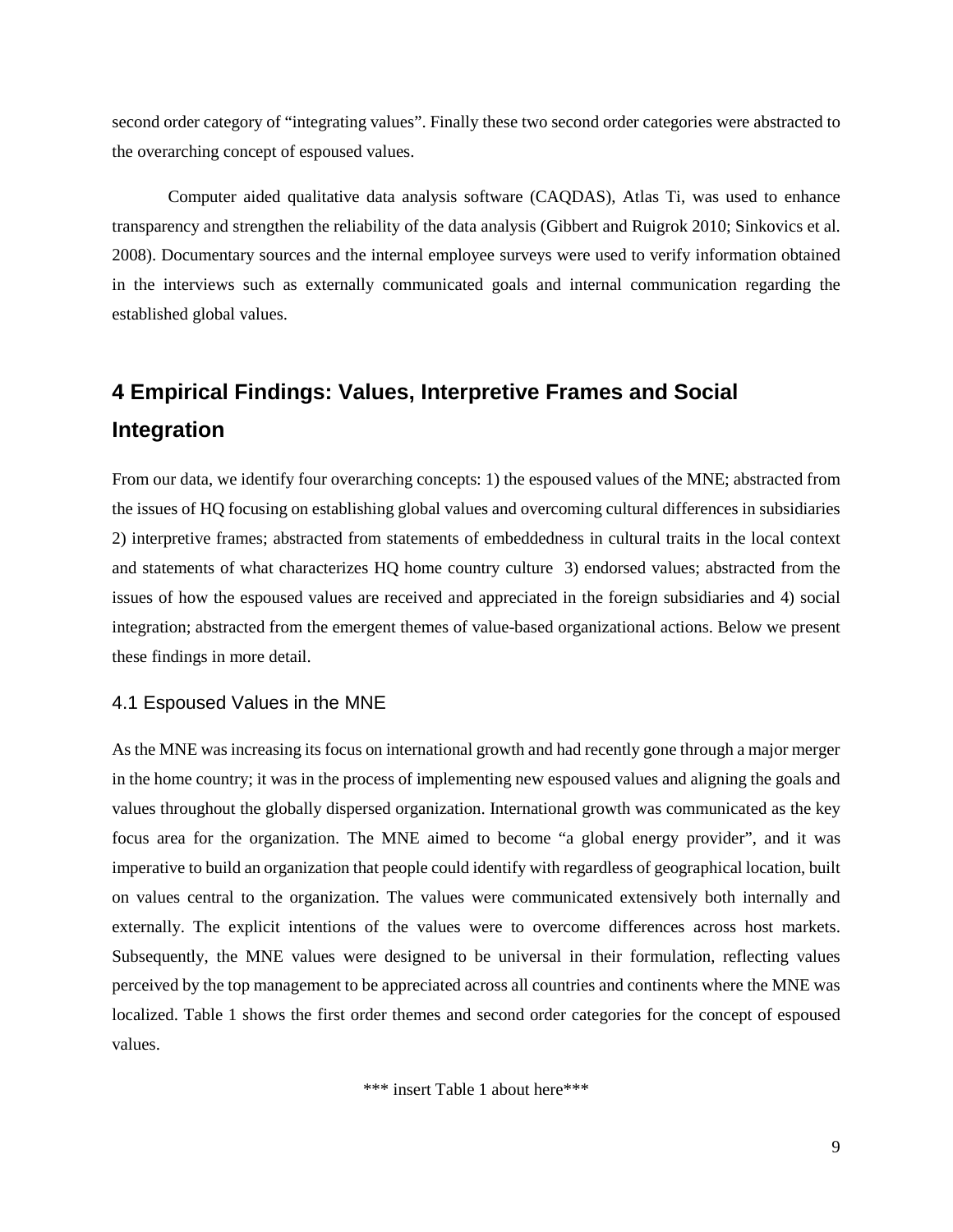second order category of "integrating values". Finally these two second order categories were abstracted to the overarching concept of espoused values.

Computer aided qualitative data analysis software (CAQDAS), Atlas Ti, was used to enhance transparency and strengthen the reliability of the data analysis (Gibbert and Ruigrok 2010; Sinkovics et al. 2008). Documentary sources and the internal employee surveys were used to verify information obtained in the interviews such as externally communicated goals and internal communication regarding the established global values.

## 4 Empirical Findings: Values, Interpretive Frames and Social Integration

From our data, we identify four overarching concepts: 1) the espoused values of the MNE; abstracted from the issues of HQ focusing on establishing global values and overcoming cultural differences in subsidiaries 2) interpretive frames; abstracted from statements of embeddedness in cultural traits in the local context and statements of what characterizes HQ home country culture 3) endorsed values; abstracted from the issues of how the espoused values are received and appreciated in the foreign subsidiaries and 4) social integration; abstracted from the emergent themes of value-based organizational actions. Below we present these findings in more detail.

### 4.1 Espoused Values in the MNE

As the MNE was increasing its focus on international growth and had recently gone through a major merger in the home country; it was in the process of implementing new espoused values and aligning the goals and values throughout the globally dispersed organization. International growth was communicated as the key focus area for the organization. The MNE aimed to become "a global energy provider", and it was imperative to build an organization that people could identify with regardless of geographical location, built on values central to the organization. The values were communicated extensively both internally and externally. The explicit intentions of the values were to overcome differences across host markets. Subsequently, the MNE values were designed to be universal in their formulation, reflecting values perceived by the top management to be appreciated across all countries and continents where the MNE was localized. Table 1 shows the first order themes and second order categories for the concept of espoused values.

*** insert Table 1 about here***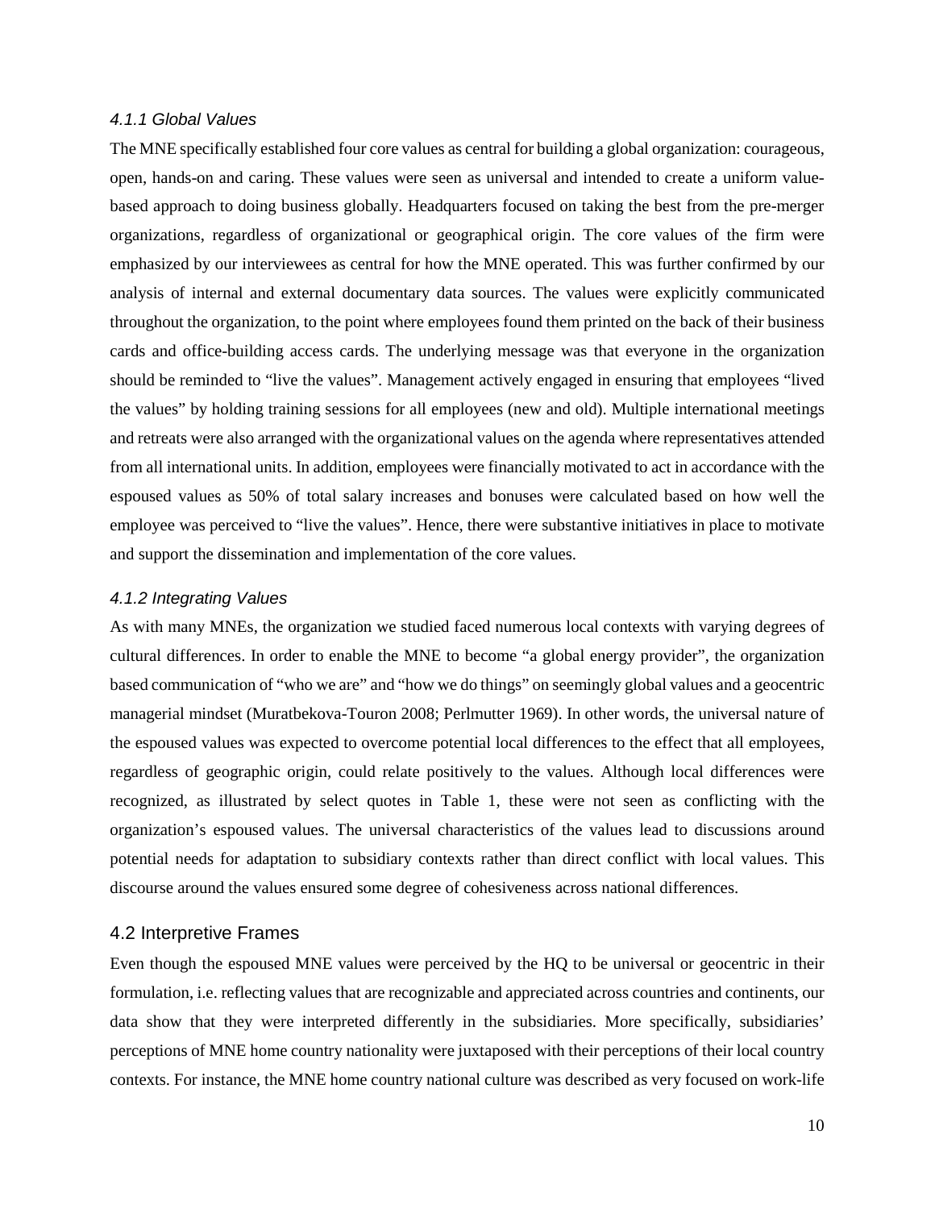#### *4.1.1 Global Values*

The MNE specifically established four core values as central for building a global organization: courageous, open, hands-on and caring. These values were seen as universal and intended to create a uniform value-based approach to doing business globally. Headquarters focused on taking the best from the pre-merger organizations, regardless of organizational or geographical origin. The core values of the firm were emphasized by our interviewees as central for how the MNE operated. This was further confirmed by our analysis of internal and external documentary data sources. The values were explicitly communicated throughout the organization, to the point where employees found them printed on the back of their business cards and office-building access cards. The underlying message was that everyone in the organization should be reminded to "live the values". Management actively engaged in ensuring that employees "lived the values" by holding training sessions for all employees (new and old). Multiple international meetings and retreats were also arranged with the organizational values on the agenda where representatives attended from all international units. In addition, employees were financially motivated to act in accordance with the espoused values as 50% of total salary increases and bonuses were calculated based on how well the employee was perceived to "live the values". Hence, there were substantive initiatives in place to motivate and support the dissemination and implementation of the core values.

#### *4.1.2 Integrating Values*

As with many MNEs, the organization we studied faced numerous local contexts with varying degrees of cultural differences. In order to enable the MNE to become "a global energy provider", the organization based communication of "who we are" and "how we do things" on seemingly global values and a geocentric managerial mindset (Muratbekova-Touron 2008; Perlmutter 1969). In other words, the universal nature of the espoused values was expected to overcome potential local differences to the effect that all employees, regardless of geographic origin, could relate positively to the values. Although local differences were recognized, as illustrated by select quotes in Table 1, these were not seen as conflicting with the organization's espoused values. The universal characteristics of the values lead to discussions around potential needs for adaptation to subsidiary contexts rather than direct conflict with local values. This discourse around the values ensured some degree of cohesiveness across national differences.

### 4.2 Interpretive Frames

Even though the espoused MNE values were perceived by the HQ to be universal or geocentric in their formulation, i.e. reflecting values that are recognizable and appreciated across countries and continents, our data show that they were interpreted differently in the subsidiaries. More specifically, subsidiaries' perceptions of MNE home country nationality were juxtaposed with their perceptions of their local country contexts. For instance, the MNE home country national culture was described as very focused on work-life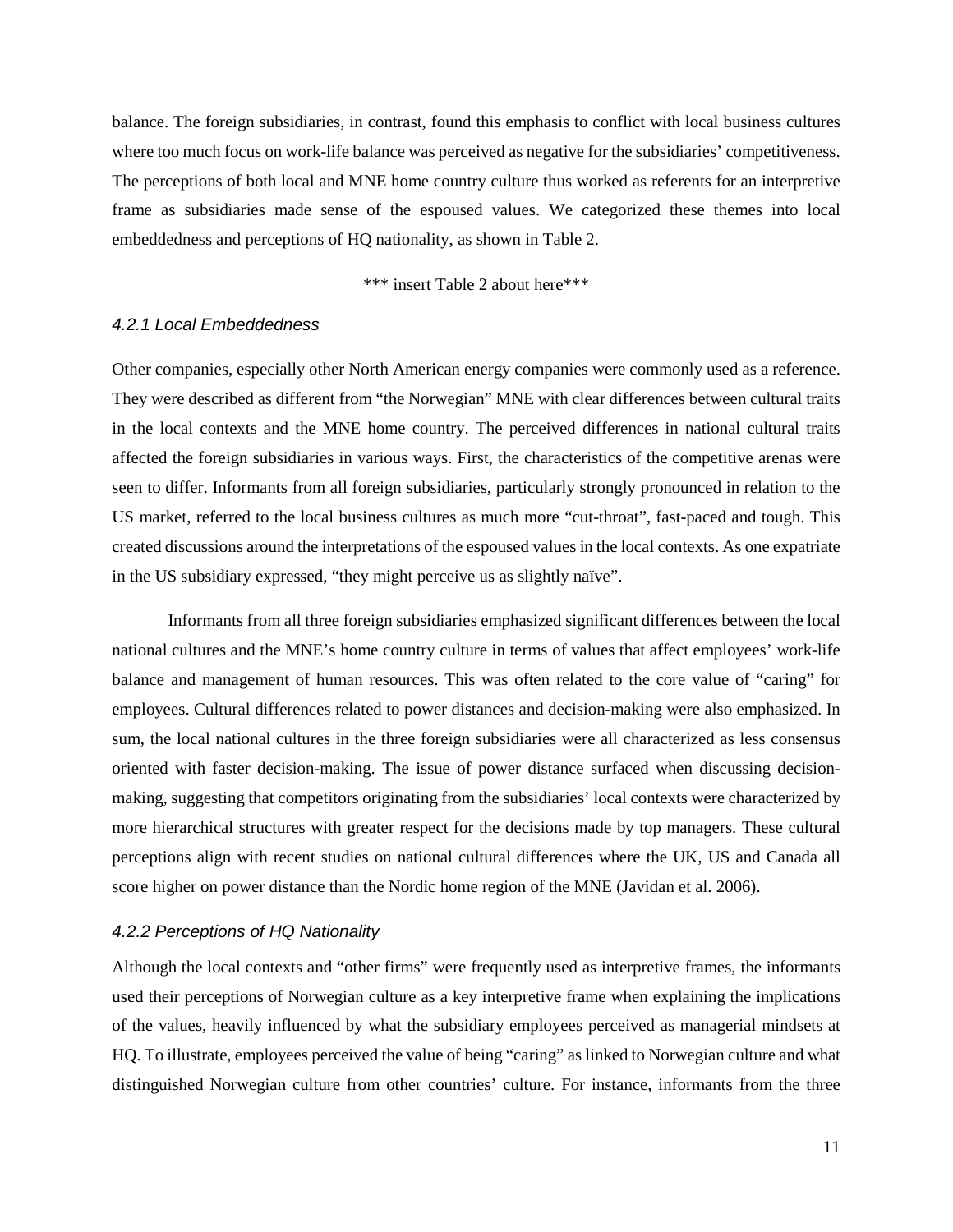balance. The foreign subsidiaries, in contrast, found this emphasis to conflict with local business cultures where too much focus on work-life balance was perceived as negative for the subsidiaries' competitiveness. The perceptions of both local and MNE home country culture thus worked as referents for an interpretive frame as subsidiaries made sense of the espoused values. We categorized these themes into local embeddedness and perceptions of HQ nationality, as shown in Table 2.

*** insert Table 2 about here***

### *4.2.1 Local Embeddedness*

Other companies, especially other North American energy companies were commonly used as a reference. They were described as different from "the Norwegian" MNE with clear differences between cultural traits in the local contexts and the MNE home country. The perceived differences in national cultural traits affected the foreign subsidiaries in various ways. First, the characteristics of the competitive arenas were seen to differ. Informants from all foreign subsidiaries, particularly strongly pronounced in relation to the US market, referred to the local business cultures as much more "cut-throat", fast-paced and tough. This created discussions around the interpretations of the espoused values in the local contexts. As one expatriate in the US subsidiary expressed, "they might perceive us as slightly naïve".

Informants from all three foreign subsidiaries emphasized significant differences between the local national cultures and the MNE's home country culture in terms of values that affect employees' work-life balance and management of human resources. This was often related to the core value of "caring" for employees. Cultural differences related to power distances and decision-making were also emphasized. In sum, the local national cultures in the three foreign subsidiaries were all characterized as less consensus oriented with faster decision-making. The issue of power distance surfaced when discussing decision-making, suggesting that competitors originating from the subsidiaries' local contexts were characterized by more hierarchical structures with greater respect for the decisions made by top managers. These cultural perceptions align with recent studies on national cultural differences where the UK, US and Canada all score higher on power distance than the Nordic home region of the MNE (Javidan et al. 2006).

### *4.2.2 Perceptions of HQ Nationality*

Although the local contexts and "other firms" were frequently used as interpretive frames, the informants used their perceptions of Norwegian culture as a key interpretive frame when explaining the implications of the values, heavily influenced by what the subsidiary employees perceived as managerial mindsets at HQ. To illustrate, employees perceived the value of being "caring" as linked to Norwegian culture and what distinguished Norwegian culture from other countries' culture. For instance, informants from the three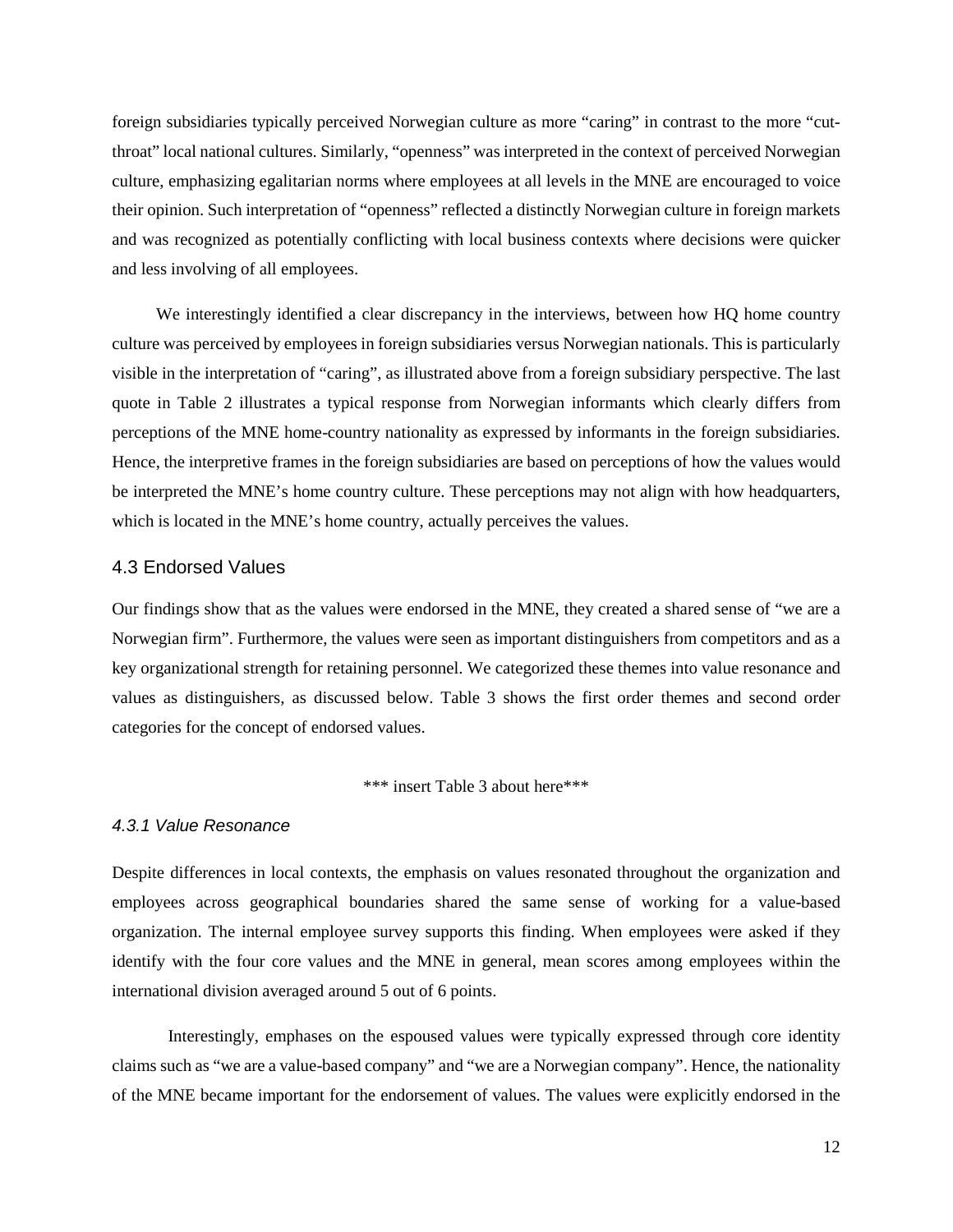foreign subsidiaries typically perceived Norwegian culture as more "caring" in contrast to the more "cut-throat" local national cultures. Similarly, "openness" was interpreted in the context of perceived Norwegian culture, emphasizing egalitarian norms where employees at all levels in the MNE are encouraged to voice their opinion. Such interpretation of "openness" reflected a distinctly Norwegian culture in foreign markets and was recognized as potentially conflicting with local business contexts where decisions were quicker and less involving of all employees.

We interestingly identified a clear discrepancy in the interviews, between how HQ home country culture was perceived by employees in foreign subsidiaries versus Norwegian nationals. This is particularly visible in the interpretation of "caring", as illustrated above from a foreign subsidiary perspective. The last quote in Table 2 illustrates a typical response from Norwegian informants which clearly differs from perceptions of the MNE home-country nationality as expressed by informants in the foreign subsidiaries. Hence, the interpretive frames in the foreign subsidiaries are based on perceptions of how the values would be interpreted the MNE's home country culture. These perceptions may not align with how headquarters, which is located in the MNE's home country, actually perceives the values.

## 4.3 Endorsed Values

Our findings show that as the values were endorsed in the MNE, they created a shared sense of "we are a Norwegian firm". Furthermore, the values were seen as important distinguishers from competitors and as a key organizational strength for retaining personnel. We categorized these themes into value resonance and values as distinguishers, as discussed below. Table 3 shows the first order themes and second order categories for the concept of endorsed values.

*** insert Table 3 about here***

### *4.3.1 Value Resonance*

Despite differences in local contexts, the emphasis on values resonated throughout the organization and employees across geographical boundaries shared the same sense of working for a value-based organization. The internal employee survey supports this finding. When employees were asked if they identify with the four core values and the MNE in general, mean scores among employees within the international division averaged around 5 out of 6 points.

Interestingly, emphases on the espoused values were typically expressed through core identity claims such as "we are a value-based company" and "we are a Norwegian company". Hence, the nationality of the MNE became important for the endorsement of values. The values were explicitly endorsed in the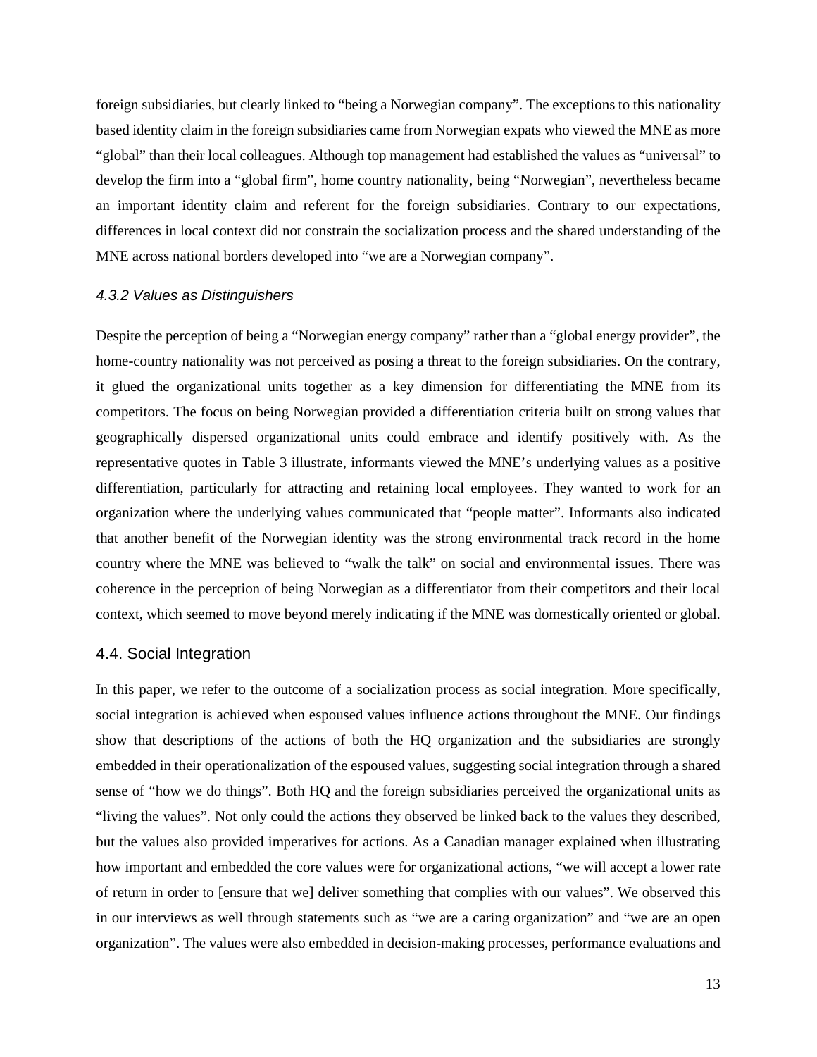foreign subsidiaries, but clearly linked to "being a Norwegian company". The exceptions to this nationality based identity claim in the foreign subsidiaries came from Norwegian expats who viewed the MNE as more "global" than their local colleagues. Although top management had established the values as "universal" to develop the firm into a "global firm", home country nationality, being "Norwegian", nevertheless became an important identity claim and referent for the foreign subsidiaries. Contrary to our expectations, differences in local context did not constrain the socialization process and the shared understanding of the MNE across national borders developed into "we are a Norwegian company".

#### *4.3.2 Values as Distinguishers*

Despite the perception of being a "Norwegian energy company" rather than a "global energy provider", the home-country nationality was not perceived as posing a threat to the foreign subsidiaries. On the contrary, it glued the organizational units together as a key dimension for differentiating the MNE from its competitors. The focus on being Norwegian provided a differentiation criteria built on strong values that geographically dispersed organizational units could embrace and identify positively with. As the representative quotes in Table 3 illustrate, informants viewed the MNE's underlying values as a positive differentiation, particularly for attracting and retaining local employees. They wanted to work for an organization where the underlying values communicated that "people matter". Informants also indicated that another benefit of the Norwegian identity was the strong environmental track record in the home country where the MNE was believed to "walk the talk" on social and environmental issues. There was coherence in the perception of being Norwegian as a differentiator from their competitors and their local context, which seemed to move beyond merely indicating if the MNE was domestically oriented or global.

### 4.4. Social Integration

In this paper, we refer to the outcome of a socialization process as social integration. More specifically, social integration is achieved when espoused values influence actions throughout the MNE. Our findings show that descriptions of the actions of both the HQ organization and the subsidiaries are strongly embedded in their operationalization of the espoused values, suggesting social integration through a shared sense of "how we do things". Both HQ and the foreign subsidiaries perceived the organizational units as "living the values". Not only could the actions they observed be linked back to the values they described, but the values also provided imperatives for actions. As a Canadian manager explained when illustrating how important and embedded the core values were for organizational actions, "we will accept a lower rate of return in order to [ensure that we] deliver something that complies with our values". We observed this in our interviews as well through statements such as "we are a caring organization" and "we are an open organization". The values were also embedded in decision-making processes, performance evaluations and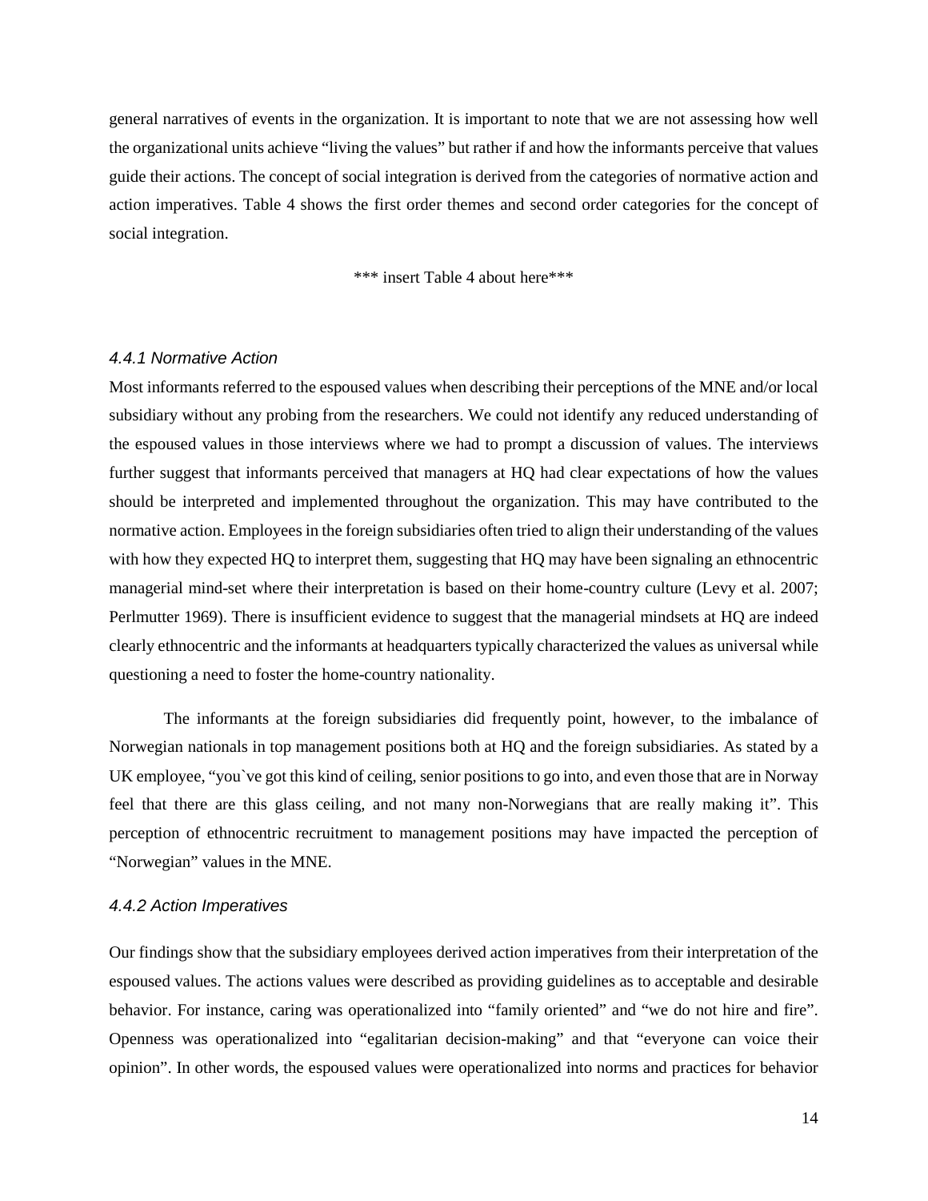general narratives of events in the organization. It is important to note that we are not assessing how well the organizational units achieve "living the values" but rather if and how the informants perceive that values guide their actions. The concept of social integration is derived from the categories of normative action and action imperatives. Table 4 shows the first order themes and second order categories for the concept of social integration.

*** insert Table 4 about here***

#### *4.4.1 Normative Action*

Most informants referred to the espoused values when describing their perceptions of the MNE and/or local subsidiary without any probing from the researchers. We could not identify any reduced understanding of the espoused values in those interviews where we had to prompt a discussion of values. The interviews further suggest that informants perceived that managers at HQ had clear expectations of how the values should be interpreted and implemented throughout the organization. This may have contributed to the normative action. Employees in the foreign subsidiaries often tried to align their understanding of the values with how they expected HQ to interpret them, suggesting that HQ may have been signaling an ethnocentric managerial mind-set where their interpretation is based on their home-country culture (Levy et al. 2007; Perlmutter 1969). There is insufficient evidence to suggest that the managerial mindsets at HQ are indeed clearly ethnocentric and the informants at headquarters typically characterized the values as universal while questioning a need to foster the home-country nationality.

The informants at the foreign subsidiaries did frequently point, however, to the imbalance of Norwegian nationals in top management positions both at HQ and the foreign subsidiaries. As stated by a UK employee, "you`ve got this kind of ceiling, senior positions to go into, and even those that are in Norway feel that there are this glass ceiling, and not many non-Norwegians that are really making it". This perception of ethnocentric recruitment to management positions may have impacted the perception of "Norwegian" values in the MNE.

#### *4.4.2 Action Imperatives*

Our findings show that the subsidiary employees derived action imperatives from their interpretation of the espoused values. The actions values were described as providing guidelines as to acceptable and desirable behavior. For instance, caring was operationalized into "family oriented" and "we do not hire and fire". Openness was operationalized into "egalitarian decision-making" and that "everyone can voice their opinion". In other words, the espoused values were operationalized into norms and practices for behavior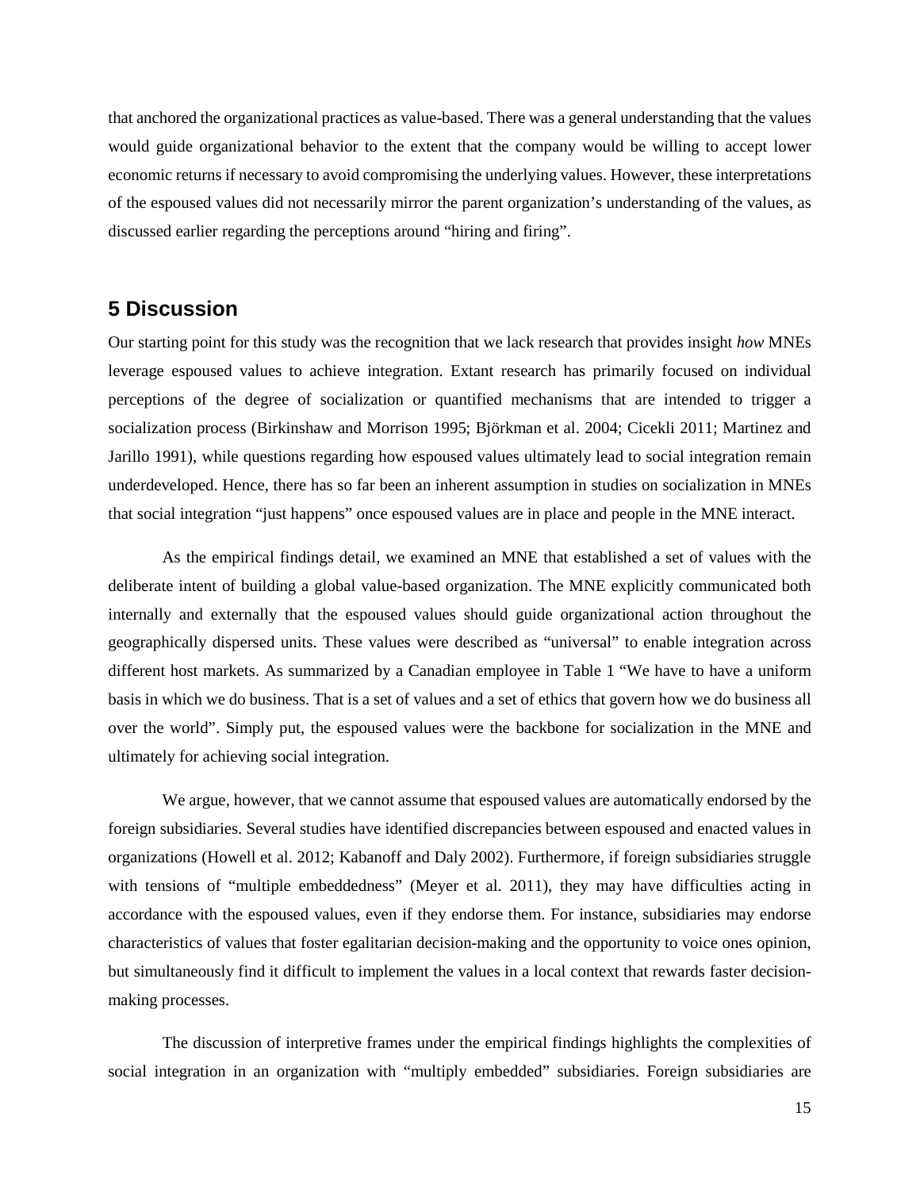that anchored the organizational practices as value-based. There was a general understanding that the values would guide organizational behavior to the extent that the company would be willing to accept lower economic returns if necessary to avoid compromising the underlying values. However, these interpretations of the espoused values did not necessarily mirror the parent organization's understanding of the values, as discussed earlier regarding the perceptions around "hiring and firing".

## 5 Discussion

Our starting point for this study was the recognition that we lack research that provides insight *how* MNEs leverage espoused values to achieve integration. Extant research has primarily focused on individual perceptions of the degree of socialization or quantified mechanisms that are intended to trigger a socialization process (Birkinshaw and Morrison 1995; Björkman et al. 2004; Cicekli 2011; Martinez and Jarillo 1991), while questions regarding how espoused values ultimately lead to social integration remain underdeveloped. Hence, there has so far been an inherent assumption in studies on socialization in MNEs that social integration "just happens" once espoused values are in place and people in the MNE interact.

As the empirical findings detail, we examined an MNE that established a set of values with the deliberate intent of building a global value-based organization. The MNE explicitly communicated both internally and externally that the espoused values should guide organizational action throughout the geographically dispersed units. These values were described as "universal" to enable integration across different host markets. As summarized by a Canadian employee in Table 1 "We have to have a uniform basis in which we do business. That is a set of values and a set of ethics that govern how we do business all over the world". Simply put, the espoused values were the backbone for socialization in the MNE and ultimately for achieving social integration.

We argue, however, that we cannot assume that espoused values are automatically endorsed by the foreign subsidiaries. Several studies have identified discrepancies between espoused and enacted values in organizations (Howell et al. 2012; Kabanoff and Daly 2002). Furthermore, if foreign subsidiaries struggle with tensions of "multiple embeddedness" (Meyer et al. 2011), they may have difficulties acting in accordance with the espoused values, even if they endorse them. For instance, subsidiaries may endorse characteristics of values that foster egalitarian decision-making and the opportunity to voice ones opinion, but simultaneously find it difficult to implement the values in a local context that rewards faster decision-making processes.

The discussion of interpretive frames under the empirical findings highlights the complexities of social integration in an organization with "multiply embedded" subsidiaries. Foreign subsidiaries are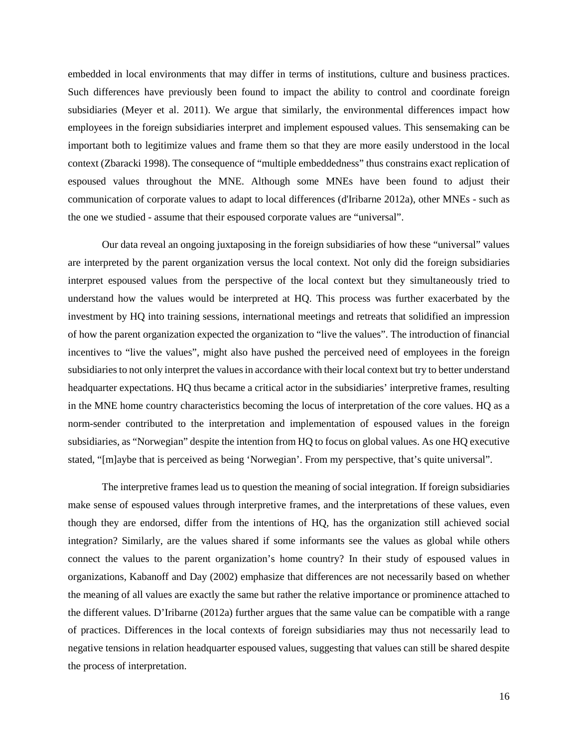embedded in local environments that may differ in terms of institutions, culture and business practices. Such differences have previously been found to impact the ability to control and coordinate foreign subsidiaries (Meyer et al. 2011). We argue that similarly, the environmental differences impact how employees in the foreign subsidiaries interpret and implement espoused values. This sensemaking can be important both to legitimize values and frame them so that they are more easily understood in the local context (Zbaracki 1998). The consequence of "multiple embeddedness" thus constrains exact replication of espoused values throughout the MNE. Although some MNEs have been found to adjust their communication of corporate values to adapt to local differences (d'Iribarne 2012a), other MNEs - such as the one we studied - assume that their espoused corporate values are "universal".

Our data reveal an ongoing juxtaposing in the foreign subsidiaries of how these "universal" values are interpreted by the parent organization versus the local context. Not only did the foreign subsidiaries interpret espoused values from the perspective of the local context but they simultaneously tried to understand how the values would be interpreted at HQ. This process was further exacerbated by the investment by HQ into training sessions, international meetings and retreats that solidified an impression of how the parent organization expected the organization to "live the values". The introduction of financial incentives to "live the values", might also have pushed the perceived need of employees in the foreign subsidiaries to not only interpret the values in accordance with their local context but try to better understand headquarter expectations. HQ thus became a critical actor in the subsidiaries' interpretive frames, resulting in the MNE home country characteristics becoming the locus of interpretation of the core values. HQ as a norm-sender contributed to the interpretation and implementation of espoused values in the foreign subsidiaries, as "Norwegian" despite the intention from HQ to focus on global values. As one HQ executive stated, "[m]aybe that is perceived as being 'Norwegian'. From my perspective, that's quite universal".

The interpretive frames lead us to question the meaning of social integration. If foreign subsidiaries make sense of espoused values through interpretive frames, and the interpretations of these values, even though they are endorsed, differ from the intentions of HQ, has the organization still achieved social integration? Similarly, are the values shared if some informants see the values as global while others connect the values to the parent organization's home country? In their study of espoused values in organizations, Kabanoff and Day (2002) emphasize that differences are not necessarily based on whether the meaning of all values are exactly the same but rather the relative importance or prominence attached to the different values. D'Iribarne (2012a) further argues that the same value can be compatible with a range of practices. Differences in the local contexts of foreign subsidiaries may thus not necessarily lead to negative tensions in relation headquarter espoused values, suggesting that values can still be shared despite the process of interpretation.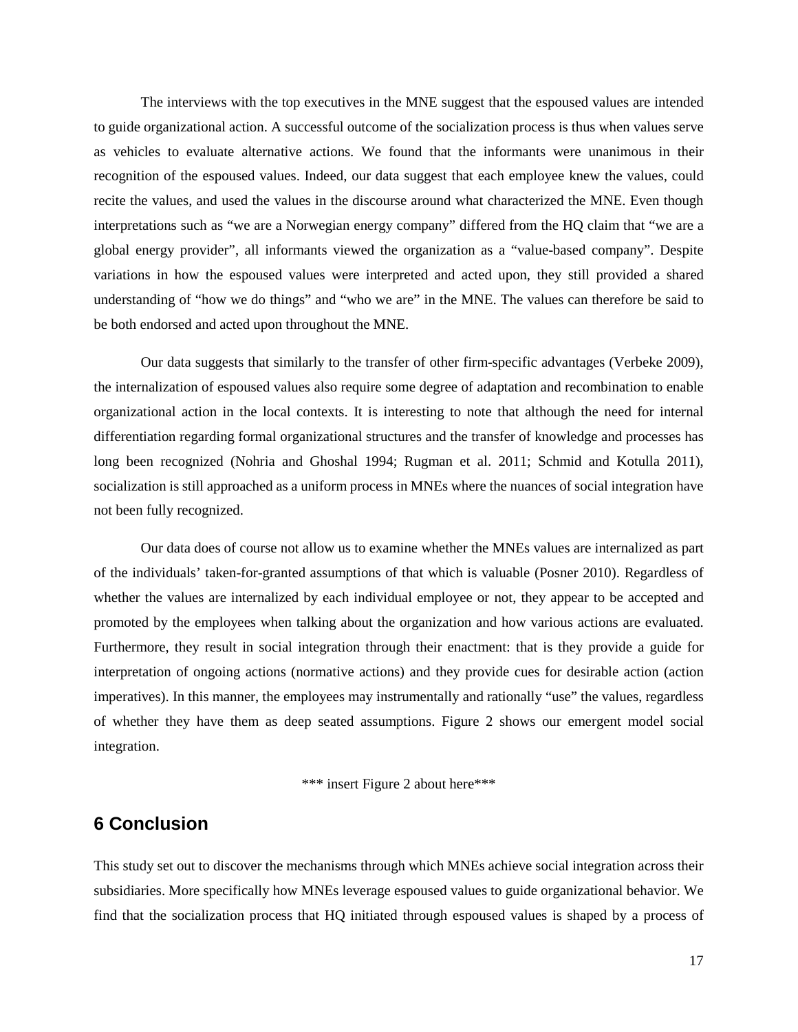The interviews with the top executives in the MNE suggest that the espoused values are intended to guide organizational action. A successful outcome of the socialization process is thus when values serve as vehicles to evaluate alternative actions. We found that the informants were unanimous in their recognition of the espoused values. Indeed, our data suggest that each employee knew the values, could recite the values, and used the values in the discourse around what characterized the MNE. Even though interpretations such as "we are a Norwegian energy company" differed from the HQ claim that "we are a global energy provider", all informants viewed the organization as a "value-based company". Despite variations in how the espoused values were interpreted and acted upon, they still provided a shared understanding of "how we do things" and "who we are" in the MNE. The values can therefore be said to be both endorsed and acted upon throughout the MNE.

Our data suggests that similarly to the transfer of other firm-specific advantages (Verbeke 2009), the internalization of espoused values also require some degree of adaptation and recombination to enable organizational action in the local contexts. It is interesting to note that although the need for internal differentiation regarding formal organizational structures and the transfer of knowledge and processes has long been recognized (Nohria and Ghoshal 1994; Rugman et al. 2011; Schmid and Kotulla 2011), socialization is still approached as a uniform process in MNEs where the nuances of social integration have not been fully recognized.

Our data does of course not allow us to examine whether the MNEs values are internalized as part of the individuals' taken-for-granted assumptions of that which is valuable (Posner 2010). Regardless of whether the values are internalized by each individual employee or not, they appear to be accepted and promoted by the employees when talking about the organization and how various actions are evaluated. Furthermore, they result in social integration through their enactment: that is they provide a guide for interpretation of ongoing actions (normative actions) and they provide cues for desirable action (action imperatives). In this manner, the employees may instrumentally and rationally "use" the values, regardless of whether they have them as deep seated assumptions. Figure 2 shows our emergent model social integration.

*** insert Figure 2 about here***

## 6 Conclusion

This study set out to discover the mechanisms through which MNEs achieve social integration across their subsidiaries. More specifically how MNEs leverage espoused values to guide organizational behavior. We find that the socialization process that HQ initiated through espoused values is shaped by a process of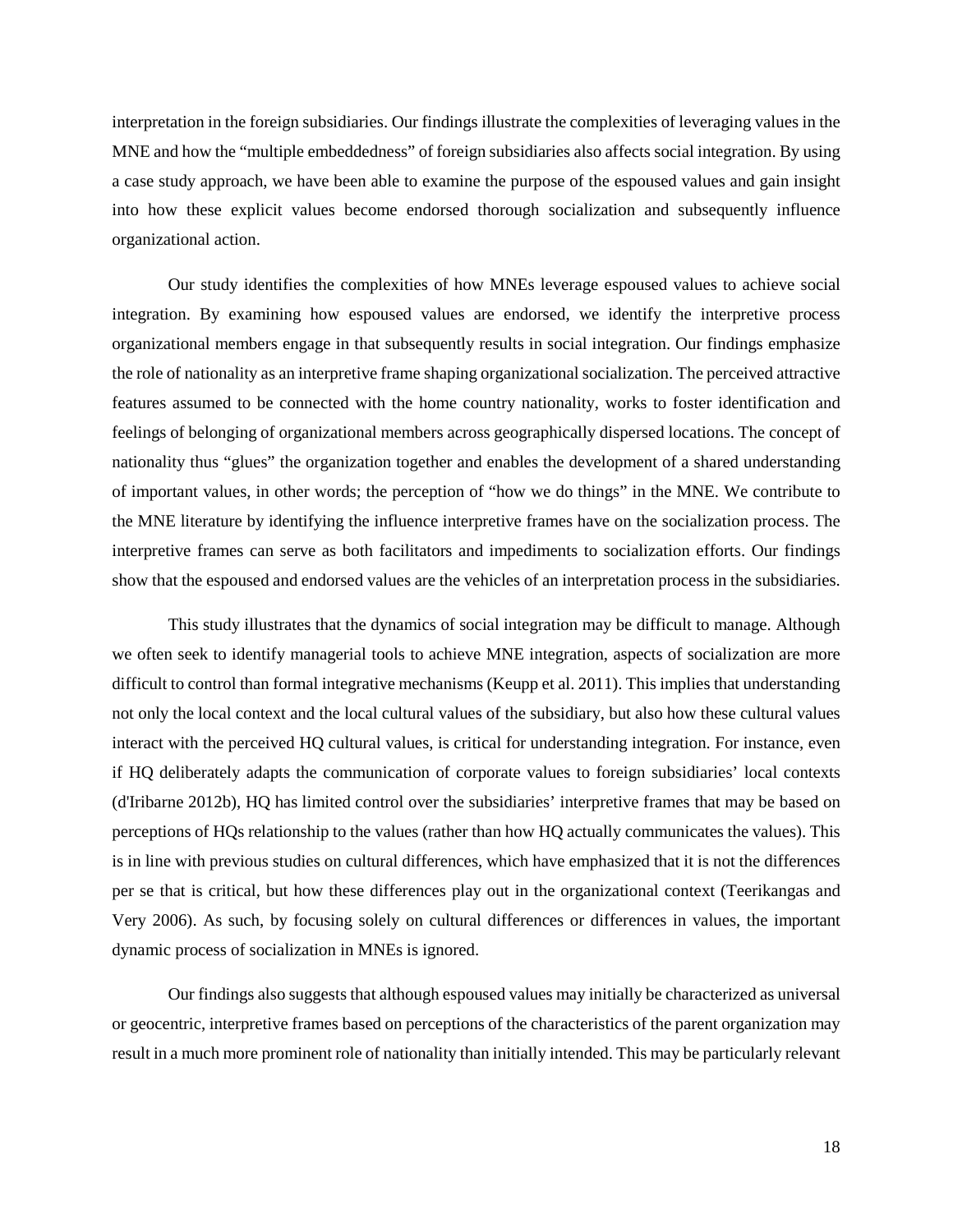interpretation in the foreign subsidiaries. Our findings illustrate the complexities of leveraging values in the MNE and how the "multiple embeddedness" of foreign subsidiaries also affects social integration. By using a case study approach, we have been able to examine the purpose of the espoused values and gain insight into how these explicit values become endorsed thorough socialization and subsequently influence organizational action.

Our study identifies the complexities of how MNEs leverage espoused values to achieve social integration. By examining how espoused values are endorsed, we identify the interpretive process organizational members engage in that subsequently results in social integration. Our findings emphasize the role of nationality as an interpretive frame shaping organizational socialization. The perceived attractive features assumed to be connected with the home country nationality, works to foster identification and feelings of belonging of organizational members across geographically dispersed locations. The concept of nationality thus "glues" the organization together and enables the development of a shared understanding of important values, in other words; the perception of "how we do things" in the MNE. We contribute to the MNE literature by identifying the influence interpretive frames have on the socialization process. The interpretive frames can serve as both facilitators and impediments to socialization efforts. Our findings show that the espoused and endorsed values are the vehicles of an interpretation process in the subsidiaries.

This study illustrates that the dynamics of social integration may be difficult to manage. Although we often seek to identify managerial tools to achieve MNE integration, aspects of socialization are more difficult to control than formal integrative mechanisms (Keupp et al. 2011). This implies that understanding not only the local context and the local cultural values of the subsidiary, but also how these cultural values interact with the perceived HQ cultural values, is critical for understanding integration. For instance, even if HQ deliberately adapts the communication of corporate values to foreign subsidiaries' local contexts (d'Iribarne 2012b), HQ has limited control over the subsidiaries' interpretive frames that may be based on perceptions of HQs relationship to the values (rather than how HQ actually communicates the values). This is in line with previous studies on cultural differences, which have emphasized that it is not the differences per se that is critical, but how these differences play out in the organizational context (Teerikangas and Very 2006). As such, by focusing solely on cultural differences or differences in values, the important dynamic process of socialization in MNEs is ignored.

Our findings also suggests that although espoused values may initially be characterized as universal or geocentric, interpretive frames based on perceptions of the characteristics of the parent organization may result in a much more prominent role of nationality than initially intended. This may be particularly relevant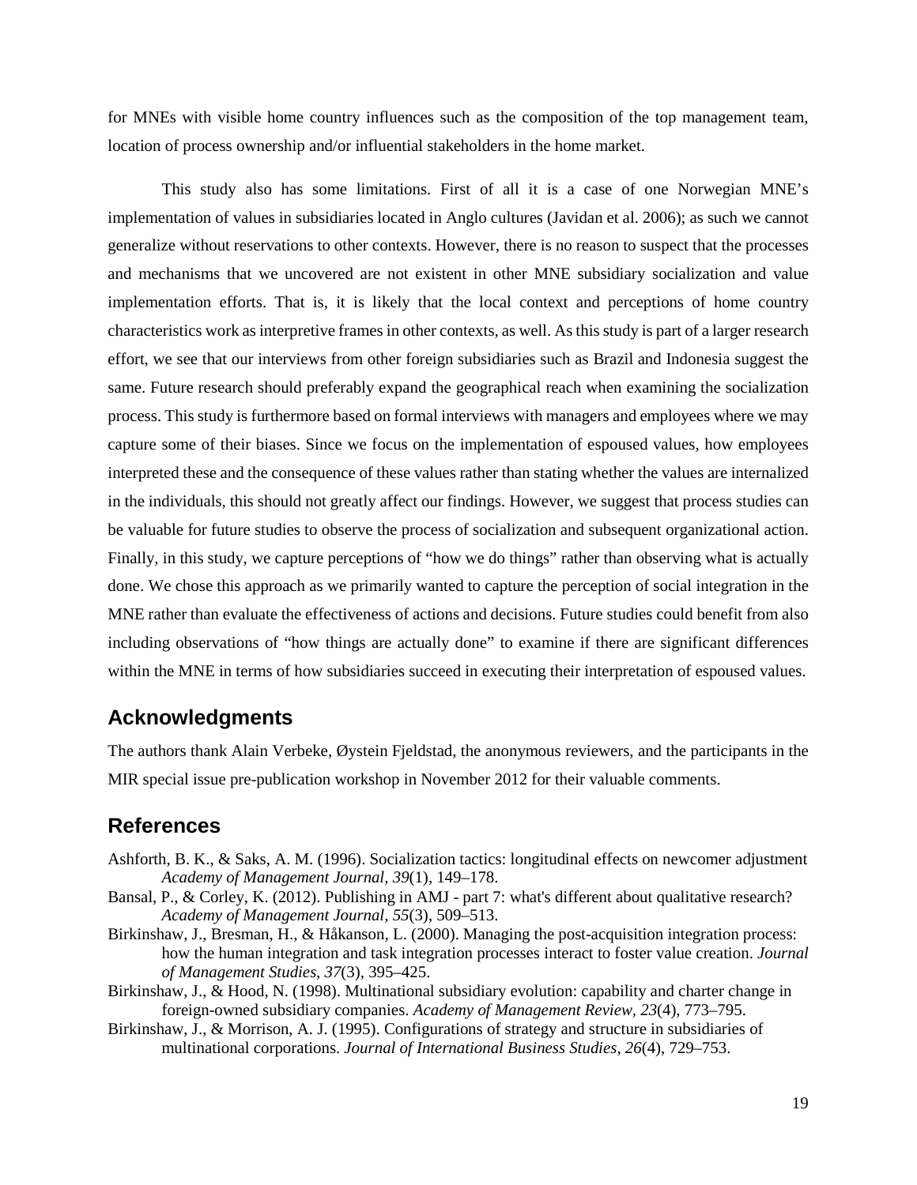for MNEs with visible home country influences such as the composition of the top management team, location of process ownership and/or influential stakeholders in the home market.

This study also has some limitations. First of all it is a case of one Norwegian MNE's implementation of values in subsidiaries located in Anglo cultures (Javidan et al. 2006); as such we cannot generalize without reservations to other contexts. However, there is no reason to suspect that the processes and mechanisms that we uncovered are not existent in other MNE subsidiary socialization and value implementation efforts. That is, it is likely that the local context and perceptions of home country characteristics work as interpretive frames in other contexts, as well. As this study is part of a larger research effort, we see that our interviews from other foreign subsidiaries such as Brazil and Indonesia suggest the same. Future research should preferably expand the geographical reach when examining the socialization process. This study is furthermore based on formal interviews with managers and employees where we may capture some of their biases. Since we focus on the implementation of espoused values, how employees interpreted these and the consequence of these values rather than stating whether the values are internalized in the individuals, this should not greatly affect our findings. However, we suggest that process studies can be valuable for future studies to observe the process of socialization and subsequent organizational action. Finally, in this study, we capture perceptions of "how we do things" rather than observing what is actually done. We chose this approach as we primarily wanted to capture the perception of social integration in the MNE rather than evaluate the effectiveness of actions and decisions. Future studies could benefit from also including observations of "how things are actually done" to examine if there are significant differences within the MNE in terms of how subsidiaries succeed in executing their interpretation of espoused values.

## Acknowledgments

The authors thank Alain Verbeke, Øystein Fjeldstad, the anonymous reviewers, and the participants in the MIR special issue pre-publication workshop in November 2012 for their valuable comments.

## References

Ashforth, B. K., & Saks, A. M. (1996). Socialization tactics: longitudinal effects on newcomer adjustment *Academy of Management Journal*, *39*(1), 149–178.

Bansal, P., & Corley, K. (2012). Publishing in AMJ - part 7: what's different about qualitative research? *Academy of Management Journal*, *55*(3), 509–513.

Birkinshaw, J., Bresman, H., & Håkanson, L. (2000). Managing the post-acquisition integration process: how the human integration and task integration processes interact to foster value creation. *Journal of Management Studies*, *37*(3), 395–425.

Birkinshaw, J., & Hood, N. (1998). Multinational subsidiary evolution: capability and charter change in foreign-owned subsidiary companies. *Academy of Management Review*, *23*(4), 773–795.

Birkinshaw, J., & Morrison, A. J. (1995). Configurations of strategy and structure in subsidiaries of multinational corporations. *Journal of International Business Studies*, *26*(4), 729–753.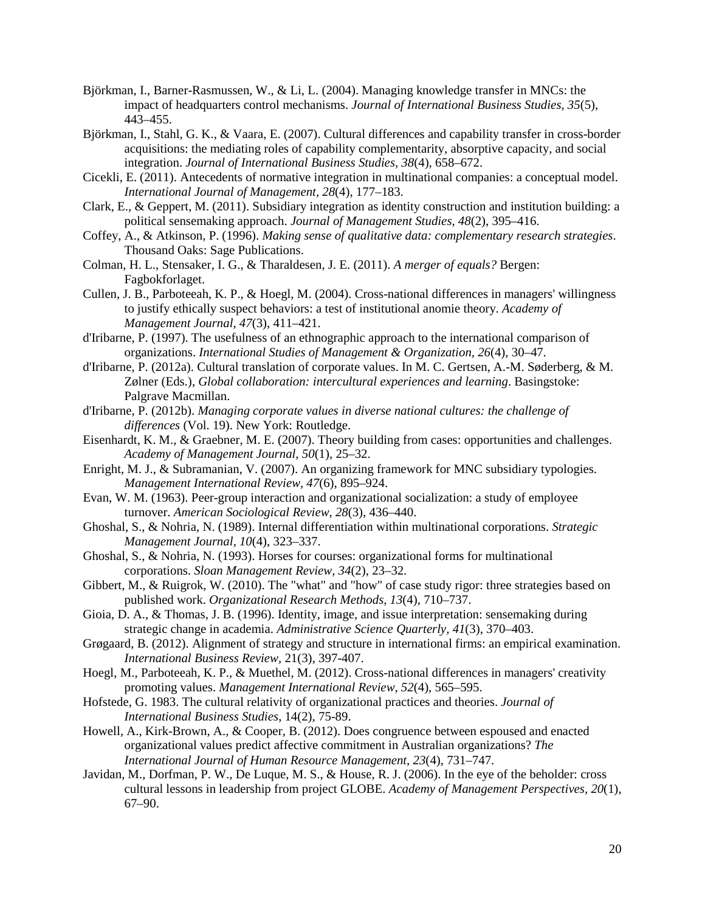Björkman, I., Barner-Rasmussen, W., & Li, L. (2004). Managing knowledge transfer in MNCs: the impact of headquarters control mechanisms. *Journal of International Business Studies, 35*(5), 443–455.

Björkman, I., Stahl, G. K., & Vaara, E. (2007). Cultural differences and capability transfer in cross-border acquisitions: the mediating roles of capability complementarity, absorptive capacity, and social integration. *Journal of International Business Studies, 38*(4), 658–672.

Cicekli, E. (2011). Antecedents of normative integration in multinational companies: a conceptual model. *International Journal of Management, 28*(4), 177–183.

Clark, E., & Geppert, M. (2011). Subsidiary integration as identity construction and institution building: a political sensemaking approach. *Journal of Management Studies, 48*(2), 395–416.

Coffey, A., & Atkinson, P. (1996). *Making sense of qualitative data: complementary research strategies*. Thousand Oaks: Sage Publications.

Colman, H. L., Stensaker, I. G., & Tharaldesen, J. E. (2011). *A merger of equals?* Bergen: Fagbokforlaget.

Cullen, J. B., Parboteeah, K. P., & Hoegl, M. (2004). Cross-national differences in managers' willingness to justify ethically suspect behaviors: a test of institutional anomie theory. *Academy of Management Journal, 47*(3), 411–421.

d'Iribarne, P. (1997). The usefulness of an ethnographic approach to the international comparison of organizations. *International Studies of Management & Organization, 26*(4), 30–47.

d'Iribarne, P. (2012a). Cultural translation of corporate values. In M. C. Gertsen, A.-M. Søderberg, & M. Zølner (Eds.), *Global collaboration: intercultural experiences and learning*. Basingstoke: Palgrave Macmillan.

d'Iribarne, P. (2012b). *Managing corporate values in diverse national cultures: the challenge of differences* (Vol. 19). New York: Routledge.

Eisenhardt, K. M., & Graebner, M. E. (2007). Theory building from cases: opportunities and challenges. *Academy of Management Journal, 50*(1), 25–32.

Enright, M. J., & Subramanian, V. (2007). An organizing framework for MNC subsidiary typologies. *Management International Review, 47*(6), 895–924.

Evan, W. M. (1963). Peer-group interaction and organizational socialization: a study of employee turnover. *American Sociological Review, 28*(3), 436–440.

Ghoshal, S., & Nohria, N. (1989). Internal differentiation within multinational corporations. *Strategic Management Journal, 10*(4), 323–337.

Ghoshal, S., & Nohria, N. (1993). Horses for courses: organizational forms for multinational corporations. *Sloan Management Review, 34*(2), 23–32.

Gibbert, M., & Ruigrok, W. (2010). The "what" and "how" of case study rigor: three strategies based on published work. *Organizational Research Methods, 13*(4), 710–737.

Gioia, D. A., & Thomas, J. B. (1996). Identity, image, and issue interpretation: sensemaking during strategic change in academia. *Administrative Science Quarterly, 41*(3), 370–403.

Grøgaard, B. (2012). Alignment of strategy and structure in international firms: an empirical examination. *International Business Review*, 21(3), 397-407.

Hoegl, M., Parboteeah, K. P., & Muethel, M. (2012). Cross-national differences in managers' creativity promoting values. *Management International Review, 52*(4), 565–595.

Hofstede, G. 1983. The cultural relativity of organizational practices and theories. *Journal of International Business Studies*, 14(2), 75-89.

Howell, A., Kirk-Brown, A., & Cooper, B. (2012). Does congruence between espoused and enacted organizational values predict affective commitment in Australian organizations? *The International Journal of Human Resource Management, 23*(4), 731–747.

Javidan, M., Dorfman, P. W., De Luque, M. S., & House, R. J. (2006). In the eye of the beholder: cross cultural lessons in leadership from project GLOBE. *Academy of Management Perspectives, 20*(1), 67–90.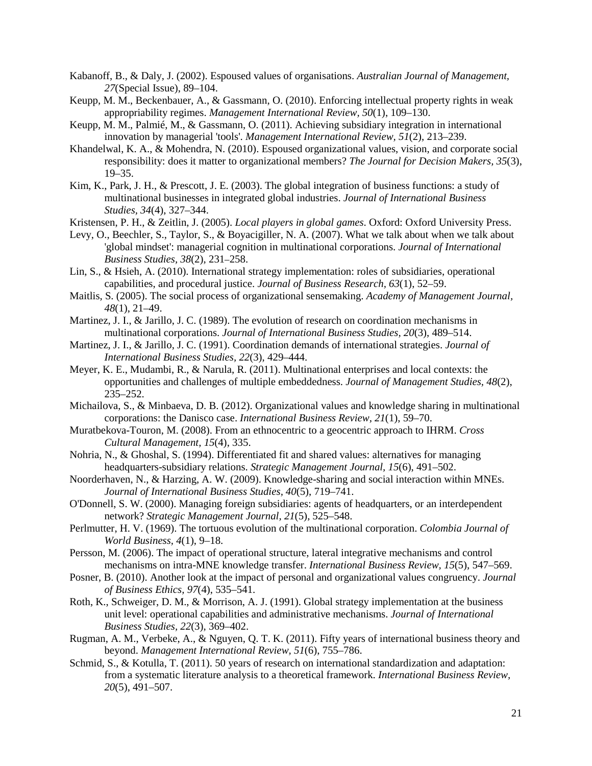Kabanoff, B., & Daly, J. (2002). Espoused values of organisations. *Australian Journal of Management, 27*(Special Issue), 89–104.

Keupp, M. M., Beckenbauer, A., & Gassmann, O. (2010). Enforcing intellectual property rights in weak appropriability regimes. *Management International Review, 50*(1), 109–130.

Keupp, M. M., Palmié, M., & Gassmann, O. (2011). Achieving subsidiary integration in international innovation by managerial 'tools'. *Management International Review, 51*(2), 213–239.

Khandelwal, K. A., & Mohendra, N. (2010). Espoused organizational values, vision, and corporate social responsibility: does it matter to organizational members? *The Journal for Decision Makers, 35*(3), 19–35.

Kim, K., Park, J. H., & Prescott, J. E. (2003). The global integration of business functions: a study of multinational businesses in integrated global industries. *Journal of International Business Studies, 34*(4), 327–344.

Kristensen, P. H., & Zeitlin, J. (2005). *Local players in global games*. Oxford: Oxford University Press.

Levy, O., Beechler, S., Taylor, S., & Boyacigiller, N. A. (2007). What we talk about when we talk about 'global mindset': managerial cognition in multinational corporations. *Journal of International Business Studies, 38*(2), 231–258.

Lin, S., & Hsieh, A. (2010). International strategy implementation: roles of subsidiaries, operational capabilities, and procedural justice. *Journal of Business Research, 63*(1), 52–59.

Maitlis, S. (2005). The social process of organizational sensemaking. *Academy of Management Journal, 48*(1), 21–49.

Martinez, J. I., & Jarillo, J. C. (1989). The evolution of research on coordination mechanisms in multinational corporations. *Journal of International Business Studies, 20*(3), 489–514.

Martinez, J. I., & Jarillo, J. C. (1991). Coordination demands of international strategies. *Journal of International Business Studies, 22*(3), 429–444.

Meyer, K. E., Mudambi, R., & Narula, R. (2011). Multinational enterprises and local contexts: the opportunities and challenges of multiple embeddedness. *Journal of Management Studies, 48*(2), 235–252.

Michailova, S., & Minbaeva, D. B. (2012). Organizational values and knowledge sharing in multinational corporations: the Danisco case. *International Business Review, 21*(1), 59–70.

Muratbekova-Touron, M. (2008). From an ethnocentric to a geocentric approach to IHRM. *Cross Cultural Management, 15*(4), 335.

Nohria, N., & Ghoshal, S. (1994). Differentiated fit and shared values: alternatives for managing headquarters-subsidiary relations. *Strategic Management Journal, 15*(6), 491–502.

Noorderhaven, N., & Harzing, A. W. (2009). Knowledge-sharing and social interaction within MNEs. *Journal of International Business Studies, 40*(5), 719–741.

O'Donnell, S. W. (2000). Managing foreign subsidiaries: agents of headquarters, or an interdependent network? *Strategic Management Journal, 21*(5), 525–548.

Perlmutter, H. V. (1969). The tortuous evolution of the multinational corporation. *Colombia Journal of World Business, 4*(1), 9–18.

Persson, M. (2006). The impact of operational structure, lateral integrative mechanisms and control mechanisms on intra-MNE knowledge transfer. *International Business Review, 15*(5), 547–569.

Posner, B. (2010). Another look at the impact of personal and organizational values congruency. *Journal of Business Ethics, 97*(4), 535–541.

Roth, K., Schweiger, D. M., & Morrison, A. J. (1991). Global strategy implementation at the business unit level: operational capabilities and administrative mechanisms. *Journal of International Business Studies, 22*(3), 369–402.

Rugman, A. M., Verbeke, A., & Nguyen, Q. T. K. (2011). Fifty years of international business theory and beyond. *Management International Review, 51*(6), 755–786.

Schmid, S., & Kotulla, T. (2011). 50 years of research on international standardization and adaptation: from a systematic literature analysis to a theoretical framework. *International Business Review, 20*(5), 491–507.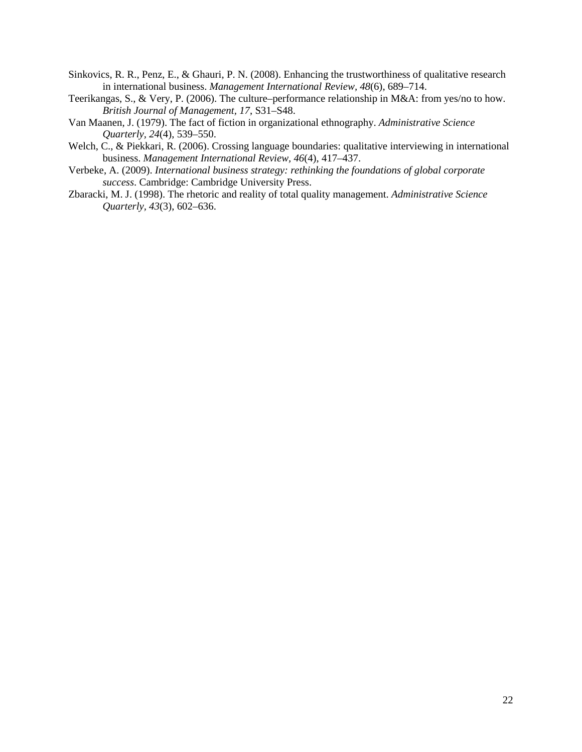Sinkovics, R. R., Penz, E., & Ghauri, P. N. (2008). Enhancing the trustworthiness of qualitative research in international business. *Management International Review, 48*(6), 689–714.

Teerikangas, S., & Very, P. (2006). The culture–performance relationship in M&A: from yes/no to how. *British Journal of Management, 17*, S31–S48.

Van Maanen, J. (1979). The fact of fiction in organizational ethnography. *Administrative Science Quarterly, 24*(4), 539–550.

Welch, C., & Piekkari, R. (2006). Crossing language boundaries: qualitative interviewing in international business. *Management International Review, 46*(4), 417–437.

Verbeke, A. (2009). *International business strategy: rethinking the foundations of global corporate success*. Cambridge: Cambridge University Press.

Zbaracki, M. J. (1998). The rhetoric and reality of total quality management. *Administrative Science Quarterly, 43*(3), 602–636.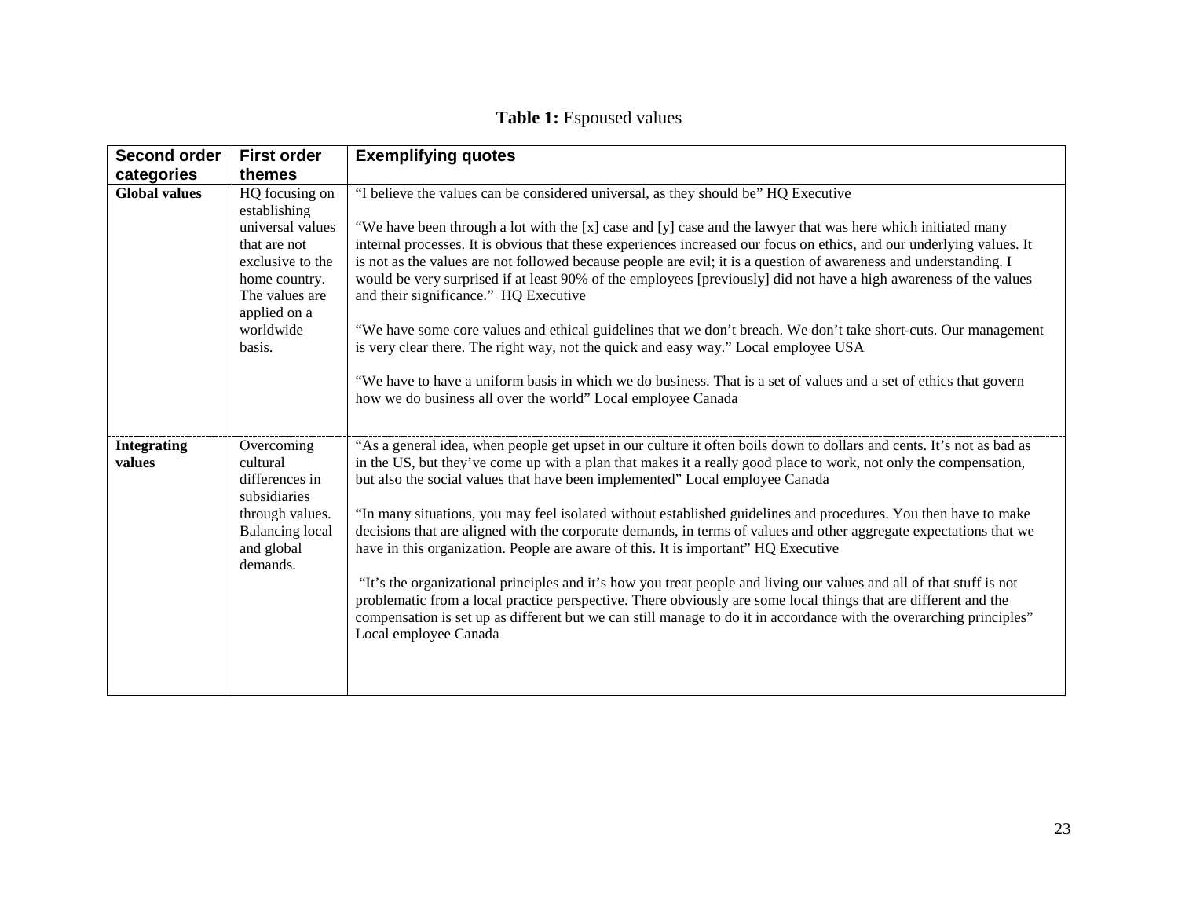**Table 1:** Espoused values

| Second order categories | First order themes | Exemplifying quotes |
|---|---|---|
| **Global values** | HQ focusing on establishing universal values that are not exclusive to the home country. The values are applied on a worldwide basis. | "I believe the values can be considered universal, as they should be" HQ Executive<br><br>"We have been through a lot with the [x] case and [y] case and the lawyer that was here which initiated many internal processes. It is obvious that these experiences increased our focus on ethics, and our underlying values. It is not as the values are not followed because people are evil; it is a question of awareness and understanding. I would be very surprised if at least 90% of the employees [previously] did not have a high awareness of the values and their significance." HQ Executive<br><br>"We have some core values and ethical guidelines that we don't breach. We don't take short-cuts. Our management is very clear there. The right way, not the quick and easy way." Local employee USA<br><br>"We have to have a uniform basis in which we do business. That is a set of values and a set of ethics that govern how we do business all over the world" Local employee Canada |
| **Integrating values** | Overcoming cultural differences in subsidiaries through values. Balancing local and global demands. | "As a general idea, when people get upset in our culture it often boils down to dollars and cents. It's not as bad as in the US, but they've come up with a plan that makes it a really good place to work, not only the compensation, but also the social values that have been implemented" Local employee Canada<br><br>"In many situations, you may feel isolated without established guidelines and procedures. You then have to make decisions that are aligned with the corporate demands, in terms of values and other aggregate expectations that we have in this organization. People are aware of this. It is important" HQ Executive<br><br>"It's the organizational principles and it's how you treat people and living our values and all of that stuff is not problematic from a local practice perspective. There obviously are some local things that are different and the compensation is set up as different but we can still manage to do it in accordance with the overarching principles" Local employee Canada |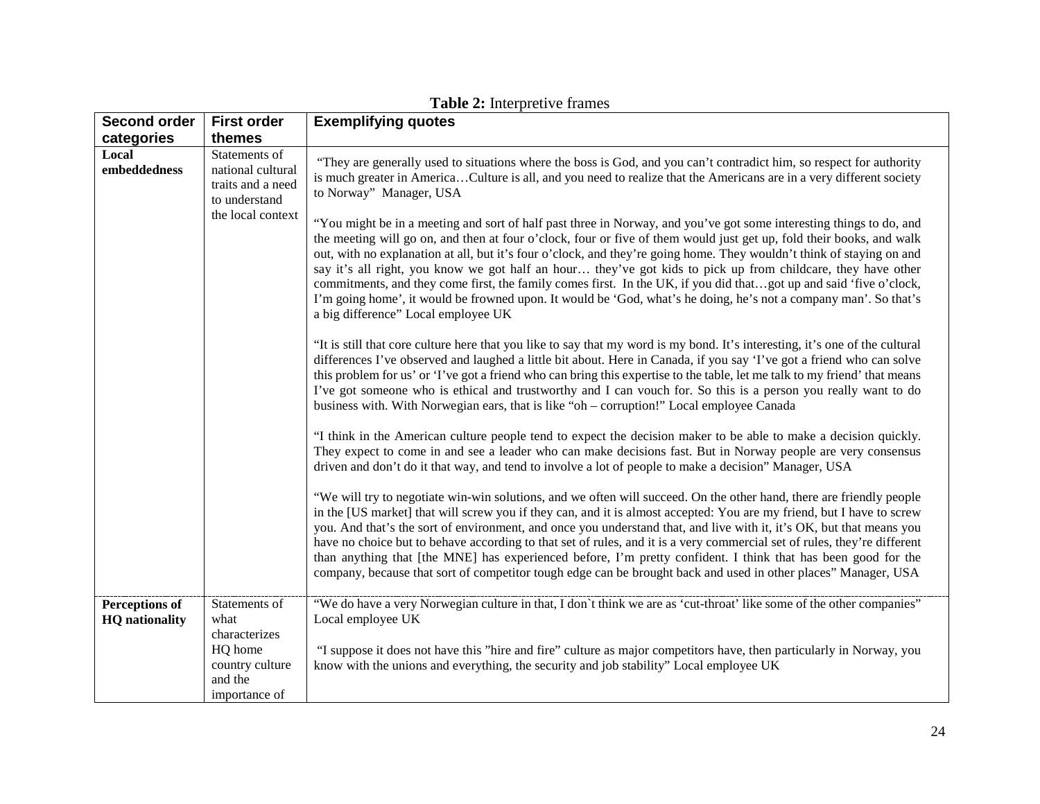**Table 2:** Interpretive frames

| Second order categories | First order themes | Exemplifying quotes |
|---|---|---|
| **Local embeddedness** | Statements of national cultural traits and a need to understand the local context | "They are generally used to situations where the boss is God, and you can't contradict him, so respect for authority is much greater in America…Culture is all, and you need to realize that the Americans are in a very different society to Norway" Manager, USA<br><br>"You might be in a meeting and sort of half past three in Norway, and you've got some interesting things to do, and the meeting will go on, and then at four o'clock, four or five of them would just get up, fold their books, and walk out, with no explanation at all, but it's four o'clock, and they're going home. They wouldn't think of staying on and say it's all right, you know we got half an hour… they've got kids to pick up from childcare, they have other commitments, and they come first, the family comes first. In the UK, if you did that…got up and said 'five o'clock, I'm going home', it would be frowned upon. It would be 'God, what's he doing, he's not a company man'. So that's a big difference" Local employee UK<br><br>"It is still that core culture here that you like to say that my word is my bond. It's interesting, it's one of the cultural differences I've observed and laughed a little bit about. Here in Canada, if you say 'I've got a friend who can solve this problem for us' or 'I've got a friend who can bring this expertise to the table, let me talk to my friend' that means I've got someone who is ethical and trustworthy and I can vouch for. So this is a person you really want to do business with. With Norwegian ears, that is like "oh – corruption!" Local employee Canada<br><br>"I think in the American culture people tend to expect the decision maker to be able to make a decision quickly. They expect to come in and see a leader who can make decisions fast. But in Norway people are very consensus driven and don't do it that way, and tend to involve a lot of people to make a decision" Manager, USA<br><br>"We will try to negotiate win-win solutions, and we often will succeed. On the other hand, there are friendly people in the [US market] that will screw you if they can, and it is almost accepted: You are my friend, but I have to screw you. And that's the sort of environment, and once you understand that, and live with it, it's OK, but that means you have no choice but to behave according to that set of rules, and it is a very commercial set of rules, they're different than anything that [the MNE] has experienced before, I'm pretty confident. I think that has been good for the company, because that sort of competitor tough edge can be brought back and used in other places" Manager, USA |
| **Perceptions of HQ nationality** | Statements of what characterizes HQ home country culture and the importance of | "We do have a very Norwegian culture in that, I don`t think we are as 'cut-throat' like some of the other companies" Local employee UK<br><br>"I suppose it does not have this "hire and fire" culture as major competitors have, then particularly in Norway, you know with the unions and everything, the security and job stability" Local employee UK |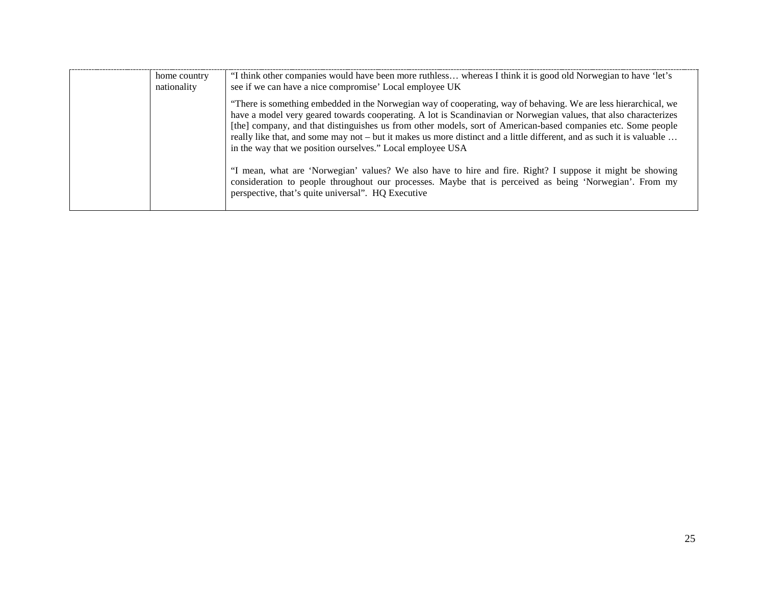| | | |
|---|---|---|
| | home country nationality | "I think other companies would have been more ruthless… whereas I think it is good old Norwegian to have 'let's see if we can have a nice compromise' Local employee UK<br><br>"There is something embedded in the Norwegian way of cooperating, way of behaving. We are less hierarchical, we have a model very geared towards cooperating. A lot is Scandinavian or Norwegian values, that also characterizes [the] company, and that distinguishes us from other models, sort of American-based companies etc. Some people really like that, and some may not – but it makes us more distinct and a little different, and as such it is valuable … in the way that we position ourselves." Local employee USA<br><br>"I mean, what are 'Norwegian' values? We also have to hire and fire. Right? I suppose it might be showing consideration to people throughout our processes. Maybe that is perceived as being 'Norwegian'. From my perspective, that's quite universal". HQ Executive |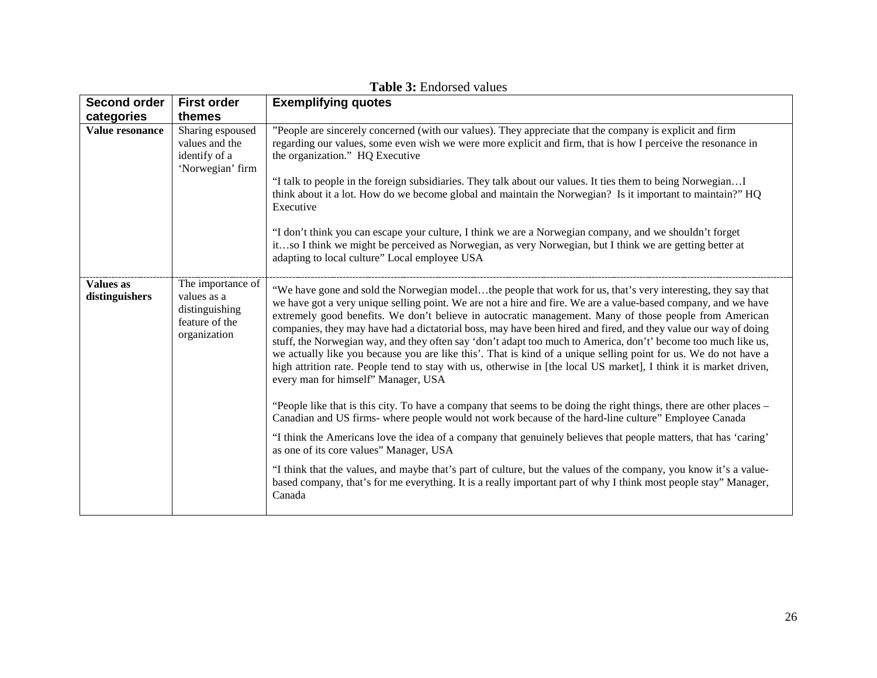**Table 3:** Endorsed values

| Second order categories | First order themes | Exemplifying quotes |
|---|---|---|
| **Value resonance** | Sharing espoused values and the identify of a 'Norwegian' firm | "People are sincerely concerned (with our values). They appreciate that the company is explicit and firm regarding our values, some even wish we were more explicit and firm, that is how I perceive the resonance in the organization." HQ Executive<br><br>"I talk to people in the foreign subsidiaries. They talk about our values. It ties them to being Norwegian…I think about it a lot. How do we become global and maintain the Norwegian? Is it important to maintain?" HQ Executive<br><br>"I don't think you can escape your culture, I think we are a Norwegian company, and we shouldn't forget it…so I think we might be perceived as Norwegian, as very Norwegian, but I think we are getting better at adapting to local culture" Local employee USA |
| **Values as distinguishers** | The importance of values as a distinguishing feature of the organization | "We have gone and sold the Norwegian model…the people that work for us, that's very interesting, they say that we have got a very unique selling point. We are not a hire and fire. We are a value-based company, and we have extremely good benefits. We don't believe in autocratic management. Many of those people from American companies, they may have had a dictatorial boss, may have been hired and fired, and they value our way of doing stuff, the Norwegian way, and they often say 'don't adapt too much to America, don't' become too much like us, we actually like you because you are like this'. That is kind of a unique selling point for us. We do not have a high attrition rate. People tend to stay with us, otherwise in [the local US market], I think it is market driven, every man for himself" Manager, USA<br><br>"People like that is this city. To have a company that seems to be doing the right things, there are other places – Canadian and US firms- where people would not work because of the hard-line culture" Employee Canada<br><br>"I think the Americans love the idea of a company that genuinely believes that people matters, that has 'caring' as one of its core values" Manager, USA<br><br>"I think that the values, and maybe that's part of culture, but the values of the company, you know it's a value-based company, that's for me everything. It is a really important part of why I think most people stay" Manager, Canada |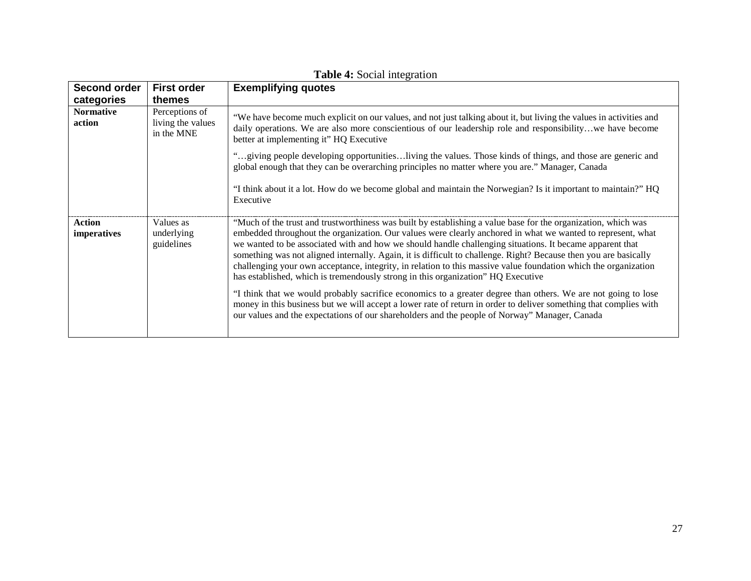**Table 4:** Social integration

| Second order categories | First order themes | Exemplifying quotes |
|---|---|---|
| **Normative action** | Perceptions of living the values in the MNE | "We have become much explicit on our values, and not just talking about it, but living the values in activities and daily operations. We are also more conscientious of our leadership role and responsibility…we have become better at implementing it" HQ Executive<br><br>"…giving people developing opportunities…living the values. Those kinds of things, and those are generic and global enough that they can be overarching principles no matter where you are." Manager, Canada<br><br>"I think about it a lot. How do we become global and maintain the Norwegian? Is it important to maintain?" HQ Executive |
| **Action imperatives** | Values as underlying guidelines | "Much of the trust and trustworthiness was built by establishing a value base for the organization, which was embedded throughout the organization. Our values were clearly anchored in what we wanted to represent, what we wanted to be associated with and how we should handle challenging situations. It became apparent that something was not aligned internally. Again, it is difficult to challenge. Right? Because then you are basically challenging your own acceptance, integrity, in relation to this massive value foundation which the organization has established, which is tremendously strong in this organization" HQ Executive<br><br>"I think that we would probably sacrifice economics to a greater degree than others. We are not going to lose money in this business but we will accept a lower rate of return in order to deliver something that complies with our values and the expectations of our shareholders and the people of Norway" Manager, Canada |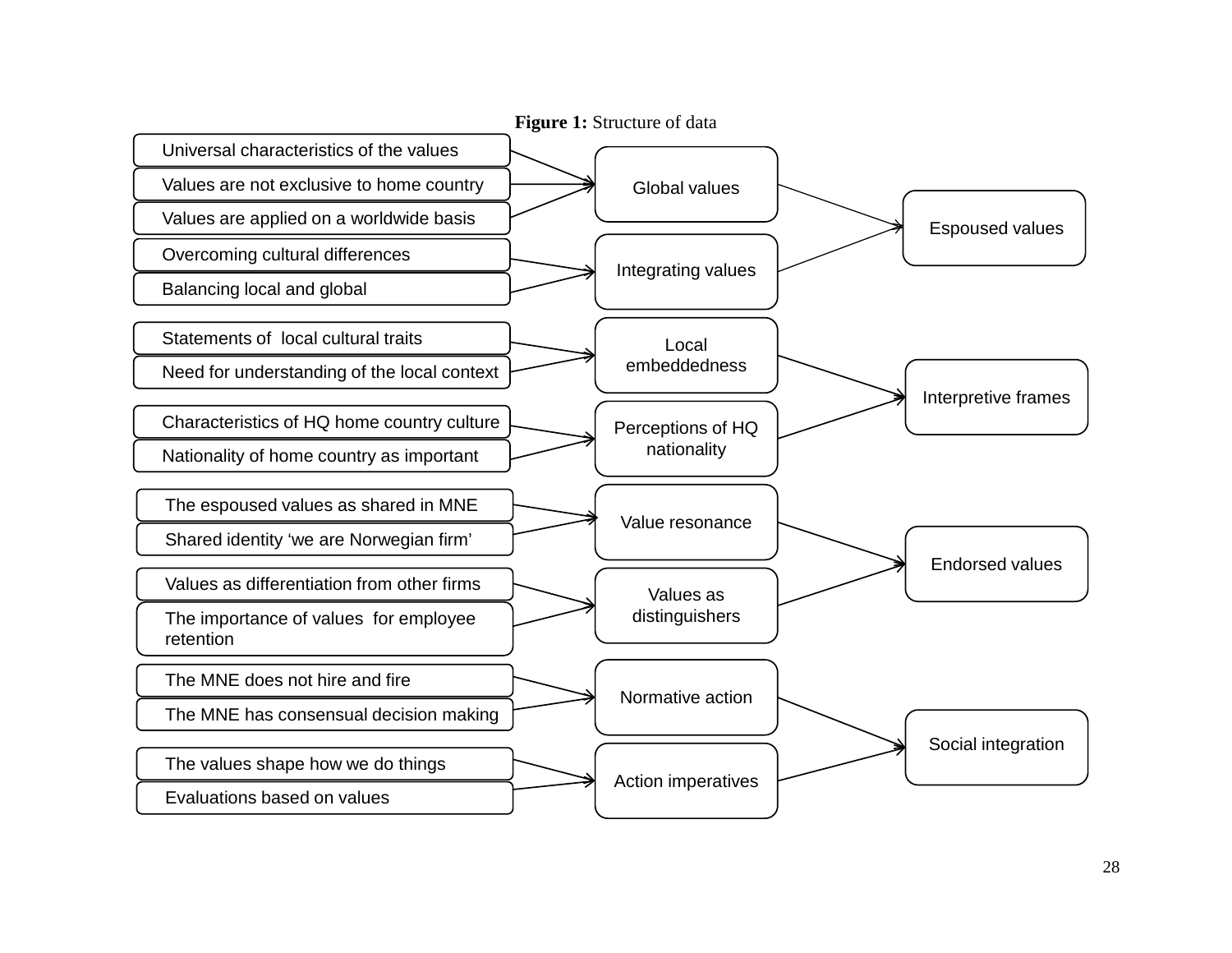**Figure 1:** Structure of data

| First-order concepts | Second-order themes | Aggregate dimensions |
| --- | --- | --- |
| Universal characteristics of the values | Global values | Espoused values |
| Values are not exclusive to home country | Global values | Espoused values |
| Values are applied on a worldwide basis | Global values | Espoused values |
| Overcoming cultural differences | Integrating values | Espoused values |
| Balancing local and global | Integrating values | Espoused values |
| Statements of local cultural traits | Local embeddedness | Interpretive frames |
| Need for understanding of the local context | Local embeddedness | Interpretive frames |
| Characteristics of HQ home country culture | Perceptions of HQ nationality | Interpretive frames |
| Nationality of home country as important | Perceptions of HQ nationality | Interpretive frames |
| The espoused values as shared in MNE | Value resonance | Endorsed values |
| Shared identity 'we are Norwegian firm' | Value resonance | Endorsed values |
| Values as differentiation from other firms | Values as distinguishers | Endorsed values |
| The importance of values for employee retention | Values as distinguishers | Endorsed values |
| The MNE does not hire and fire | Normative action | Social integration |
| The MNE has consensual decision making | Normative action | Social integration |
| The values shape how we do things | Action imperatives | Social integration |
| Evaluations based on values | Action imperatives | Social integration |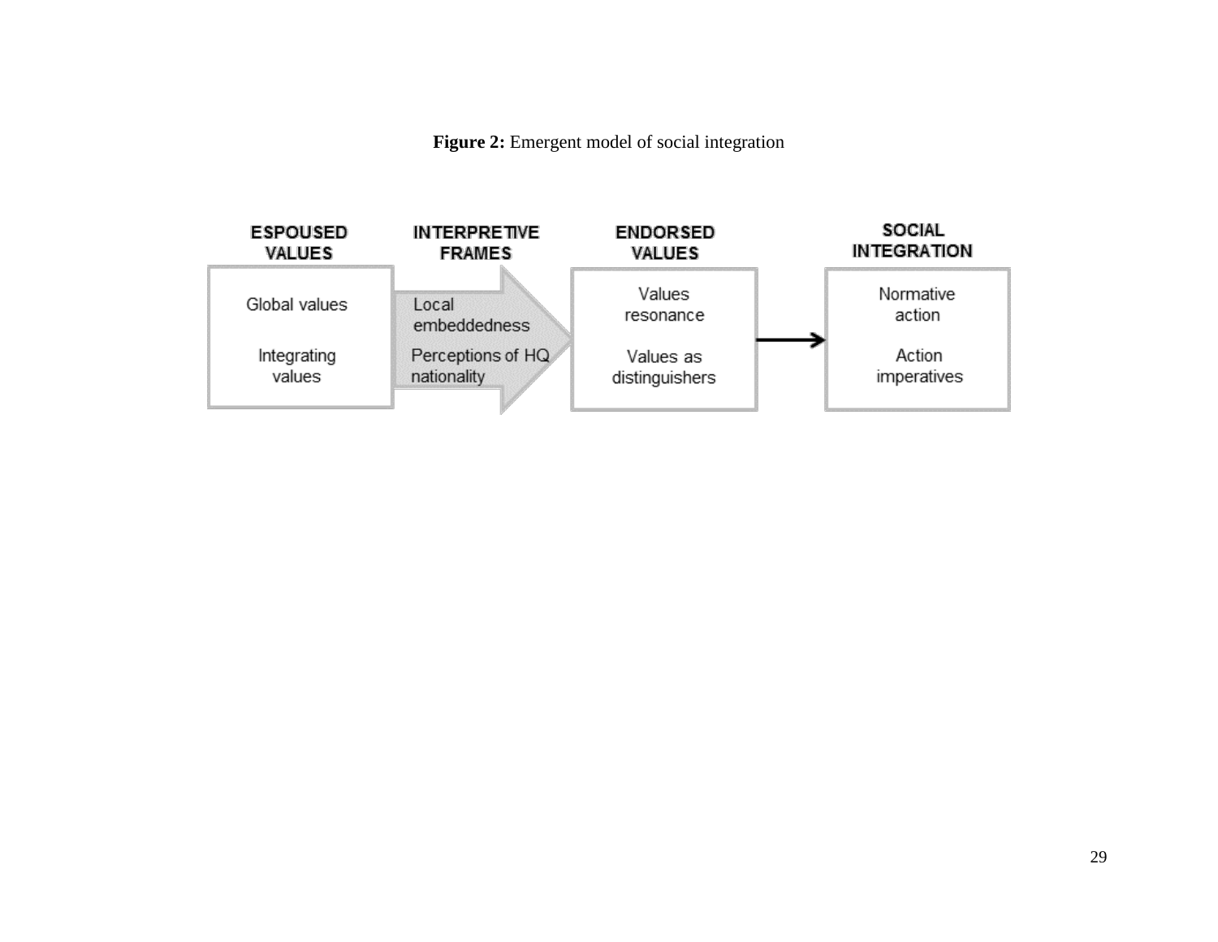**Figure 2:** Emergent model of social integration

ESPOUSED VALUES

Global values

Integrating values

INTERPRETIVE FRAMES

Local embeddedness

Perceptions of HQ nationality

ENDORSED VALUES

Values resonance

Values as distinguishers

SOCIAL INTEGRATION

Normative action

Action imperatives